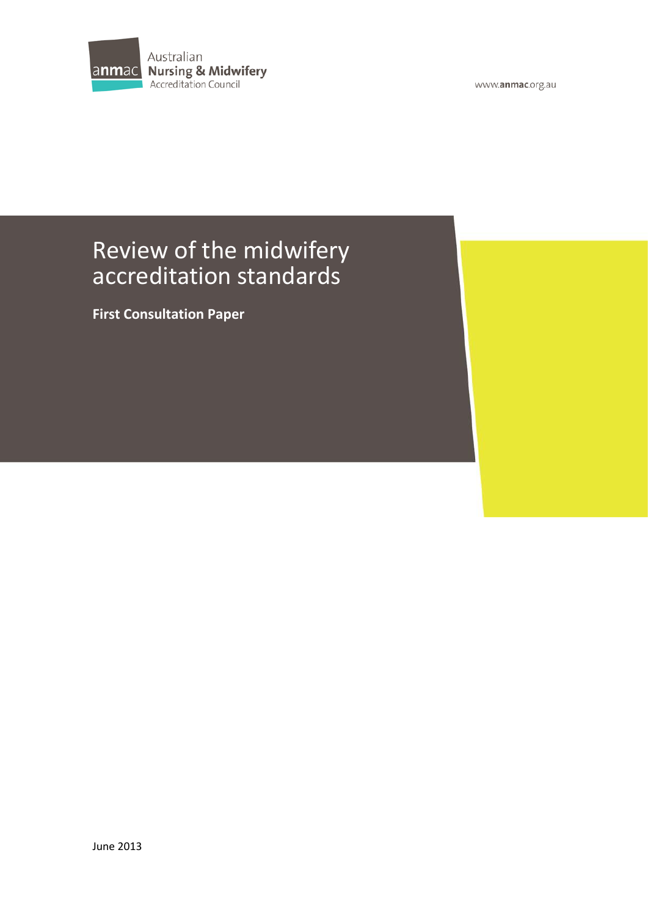Australian Nursing & Midwifery Accreditation Council

www.anmac.org.au

# Review of the midwifery accreditation standards

**First Consultation Paper**

June 2013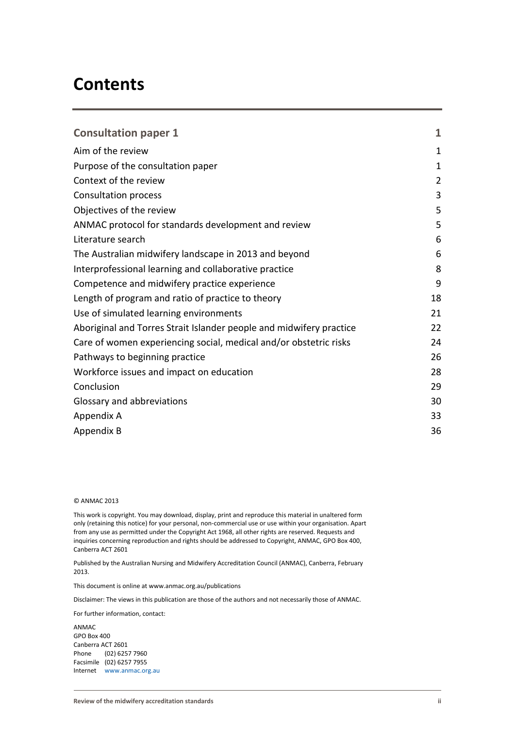# Contents

| | |
|---|---|
| **Consultation paper 1** | **1** |
| Aim of the review | 1 |
| Purpose of the consultation paper | 1 |
| Context of the review | 2 |
| Consultation process | 3 |
| Objectives of the review | 5 |
| ANMAC protocol for standards development and review | 5 |
| Literature search | 6 |
| The Australian midwifery landscape in 2013 and beyond | 6 |
| Interprofessional learning and collaborative practice | 8 |
| Competence and midwifery practice experience | 9 |
| Length of program and ratio of practice to theory | 18 |
| Use of simulated learning environments | 21 |
| Aboriginal and Torres Strait Islander people and midwifery practice | 22 |
| Care of women experiencing social, medical and/or obstetric risks | 24 |
| Pathways to beginning practice | 26 |
| Workforce issues and impact on education | 28 |
| Conclusion | 29 |
| Glossary and abbreviations | 30 |
| Appendix A | 33 |
| Appendix B | 36 |

© ANMAC 2013

This work is copyright. You may download, display, print and reproduce this material in unaltered form only (retaining this notice) for your personal, non-commercial use or use within your organisation. Apart from any use as permitted under the Copyright Act 1968, all other rights are reserved. Requests and inquiries concerning reproduction and rights should be addressed to Copyright, ANMAC, GPO Box 400, Canberra ACT 2601

Published by the Australian Nursing and Midwifery Accreditation Council (ANMAC), Canberra, February 2013.

This document is online at www.anmac.org.au/publications

Disclaimer: The views in this publication are those of the authors and not necessarily those of ANMAC.

For further information, contact:

ANMAC
GPO Box 400
Canberra ACT 2601
Phone (02) 6257 7960
Facsimile (02) 6257 7955
Internet www.anmac.org.au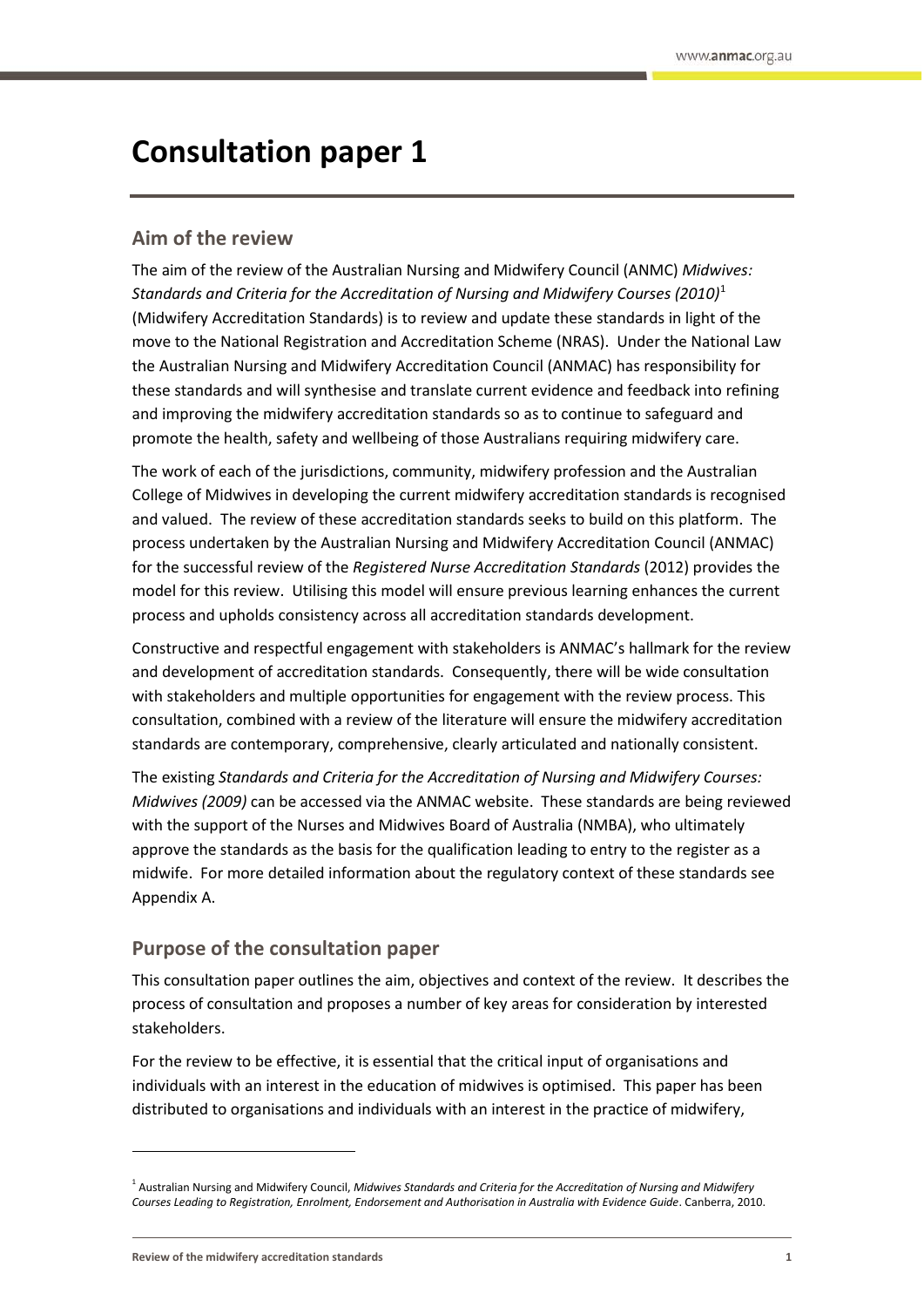# Consultation paper 1

## Aim of the review

The aim of the review of the Australian Nursing and Midwifery Council (ANMC) *Midwives: Standards and Criteria for the Accreditation of Nursing and Midwifery Courses (2010)*[1] (Midwifery Accreditation Standards) is to review and update these standards in light of the move to the National Registration and Accreditation Scheme (NRAS). Under the National Law the Australian Nursing and Midwifery Accreditation Council (ANMAC) has responsibility for these standards and will synthesise and translate current evidence and feedback into refining and improving the midwifery accreditation standards so as to continue to safeguard and promote the health, safety and wellbeing of those Australians requiring midwifery care.

The work of each of the jurisdictions, community, midwifery profession and the Australian College of Midwives in developing the current midwifery accreditation standards is recognised and valued. The review of these accreditation standards seeks to build on this platform. The process undertaken by the Australian Nursing and Midwifery Accreditation Council (ANMAC) for the successful review of the *Registered Nurse Accreditation Standards* (2012) provides the model for this review. Utilising this model will ensure previous learning enhances the current process and upholds consistency across all accreditation standards development.

Constructive and respectful engagement with stakeholders is ANMAC's hallmark for the review and development of accreditation standards. Consequently, there will be wide consultation with stakeholders and multiple opportunities for engagement with the review process. This consultation, combined with a review of the literature will ensure the midwifery accreditation standards are contemporary, comprehensive, clearly articulated and nationally consistent.

The existing *Standards and Criteria for the Accreditation of Nursing and Midwifery Courses: Midwives (2009)* can be accessed via the ANMAC website. These standards are being reviewed with the support of the Nurses and Midwives Board of Australia (NMBA), who ultimately approve the standards as the basis for the qualification leading to entry to the register as a midwife. For more detailed information about the regulatory context of these standards see Appendix A.

## Purpose of the consultation paper

This consultation paper outlines the aim, objectives and context of the review. It describes the process of consultation and proposes a number of key areas for consideration by interested stakeholders.

For the review to be effective, it is essential that the critical input of organisations and individuals with an interest in the education of midwives is optimised. This paper has been distributed to organisations and individuals with an interest in the practice of midwifery,

---

[1] Australian Nursing and Midwifery Council, *Midwives Standards and Criteria for the Accreditation of Nursing and Midwifery Courses Leading to Registration, Enrolment, Endorsement and Authorisation in Australia with Evidence Guide*. Canberra, 2010.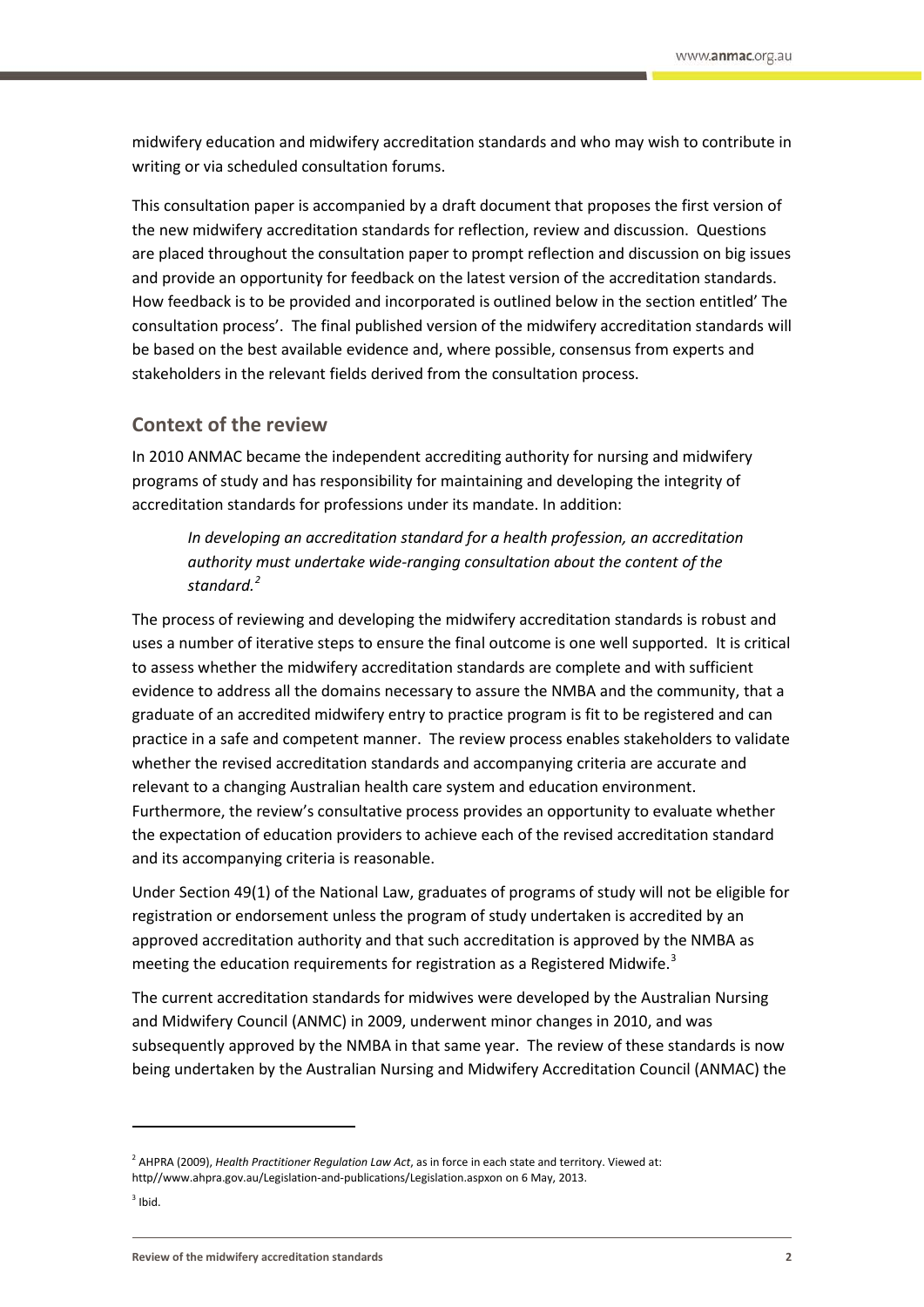midwifery education and midwifery accreditation standards and who may wish to contribute in writing or via scheduled consultation forums.

This consultation paper is accompanied by a draft document that proposes the first version of the new midwifery accreditation standards for reflection, review and discussion. Questions are placed throughout the consultation paper to prompt reflection and discussion on big issues and provide an opportunity for feedback on the latest version of the accreditation standards. How feedback is to be provided and incorporated is outlined below in the section entitled' The consultation process'. The final published version of the midwifery accreditation standards will be based on the best available evidence and, where possible, consensus from experts and stakeholders in the relevant fields derived from the consultation process.

## Context of the review

In 2010 ANMAC became the independent accrediting authority for nursing and midwifery programs of study and has responsibility for maintaining and developing the integrity of accreditation standards for professions under its mandate. In addition:

> *In developing an accreditation standard for a health profession, an accreditation authority must undertake wide-ranging consultation about the content of the standard.*[2]

The process of reviewing and developing the midwifery accreditation standards is robust and uses a number of iterative steps to ensure the final outcome is one well supported. It is critical to assess whether the midwifery accreditation standards are complete and with sufficient evidence to address all the domains necessary to assure the NMBA and the community, that a graduate of an accredited midwifery entry to practice program is fit to be registered and can practice in a safe and competent manner. The review process enables stakeholders to validate whether the revised accreditation standards and accompanying criteria are accurate and relevant to a changing Australian health care system and education environment. Furthermore, the review's consultative process provides an opportunity to evaluate whether the expectation of education providers to achieve each of the revised accreditation standard and its accompanying criteria is reasonable.

Under Section 49(1) of the National Law, graduates of programs of study will not be eligible for registration or endorsement unless the program of study undertaken is accredited by an approved accreditation authority and that such accreditation is approved by the NMBA as meeting the education requirements for registration as a Registered Midwife.[3]

The current accreditation standards for midwives were developed by the Australian Nursing and Midwifery Council (ANMC) in 2009, underwent minor changes in 2010, and was subsequently approved by the NMBA in that same year. The review of these standards is now being undertaken by the Australian Nursing and Midwifery Accreditation Council (ANMAC) the

---

[2] AHPRA (2009), *Health Practitioner Regulation Law Act*, as in force in each state and territory. Viewed at: http//www.ahpra.gov.au/Legislation-and-publications/Legislation.aspxon on 6 May, 2013.

[3] Ibid.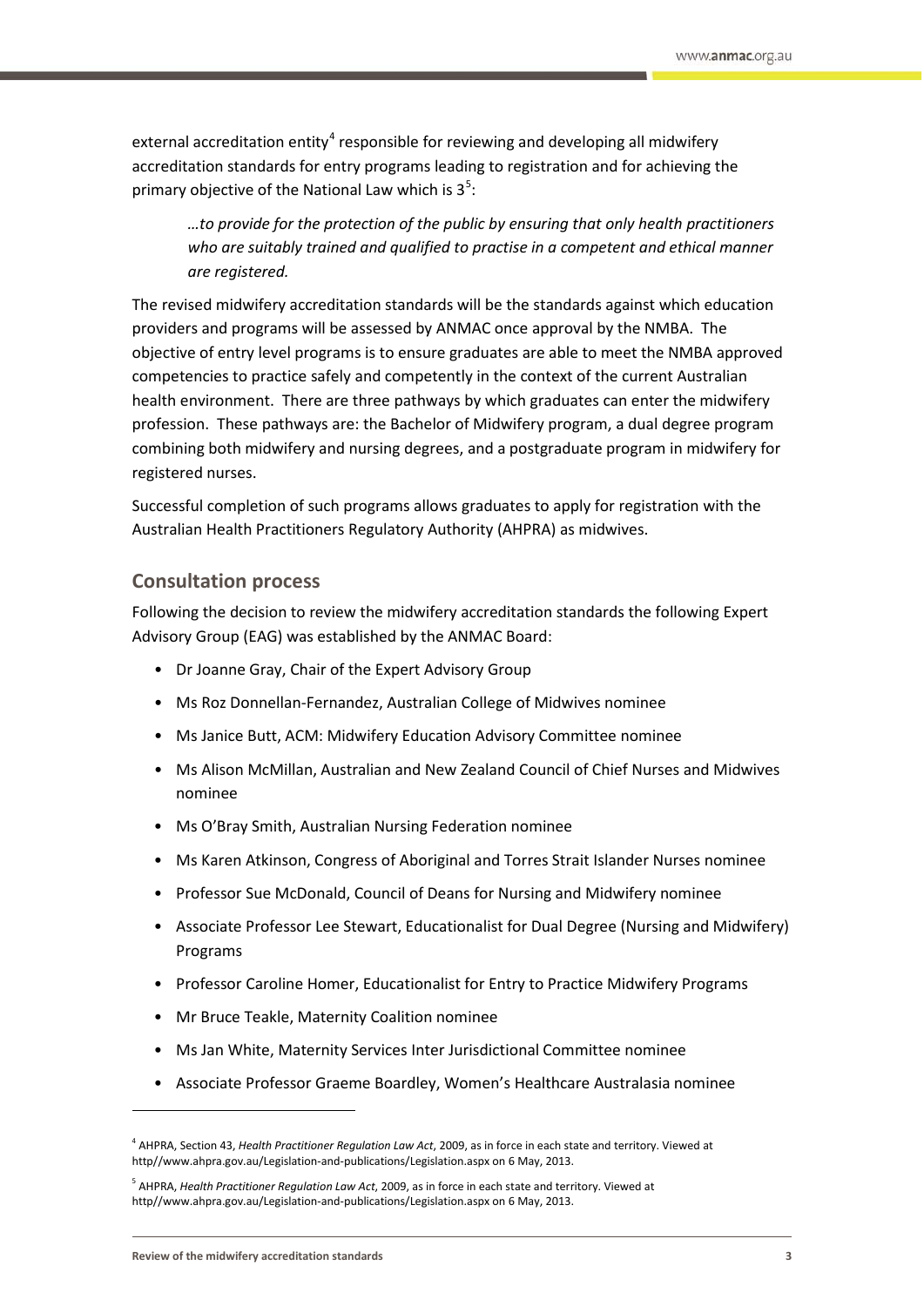external accreditation entity[4] responsible for reviewing and developing all midwifery accreditation standards for entry programs leading to registration and for achieving the primary objective of the National Law which is 3[5]:

> *…to provide for the protection of the public by ensuring that only health practitioners who are suitably trained and qualified to practise in a competent and ethical manner are registered.*

The revised midwifery accreditation standards will be the standards against which education providers and programs will be assessed by ANMAC once approval by the NMBA. The objective of entry level programs is to ensure graduates are able to meet the NMBA approved competencies to practice safely and competently in the context of the current Australian health environment. There are three pathways by which graduates can enter the midwifery profession. These pathways are: the Bachelor of Midwifery program, a dual degree program combining both midwifery and nursing degrees, and a postgraduate program in midwifery for registered nurses.

Successful completion of such programs allows graduates to apply for registration with the Australian Health Practitioners Regulatory Authority (AHPRA) as midwives.

## Consultation process

Following the decision to review the midwifery accreditation standards the following Expert Advisory Group (EAG) was established by the ANMAC Board:

- Dr Joanne Gray, Chair of the Expert Advisory Group
- Ms Roz Donnellan-Fernandez, Australian College of Midwives nominee
- Ms Janice Butt, ACM: Midwifery Education Advisory Committee nominee
- Ms Alison McMillan, Australian and New Zealand Council of Chief Nurses and Midwives nominee
- Ms O'Bray Smith, Australian Nursing Federation nominee
- Ms Karen Atkinson, Congress of Aboriginal and Torres Strait Islander Nurses nominee
- Professor Sue McDonald, Council of Deans for Nursing and Midwifery nominee
- Associate Professor Lee Stewart, Educationalist for Dual Degree (Nursing and Midwifery) Programs
- Professor Caroline Homer, Educationalist for Entry to Practice Midwifery Programs
- Mr Bruce Teakle, Maternity Coalition nominee
- Ms Jan White, Maternity Services Inter Jurisdictional Committee nominee
- Associate Professor Graeme Boardley, Women's Healthcare Australasia nominee

---

[4] AHPRA, Section 43, *Health Practitioner Regulation Law Act*, 2009, as in force in each state and territory. Viewed at http//www.ahpra.gov.au/Legislation-and-publications/Legislation.aspx on 6 May, 2013.

[5] AHPRA, *Health Practitioner Regulation Law Act*, 2009, as in force in each state and territory. Viewed at http//www.ahpra.gov.au/Legislation-and-publications/Legislation.aspx on 6 May, 2013.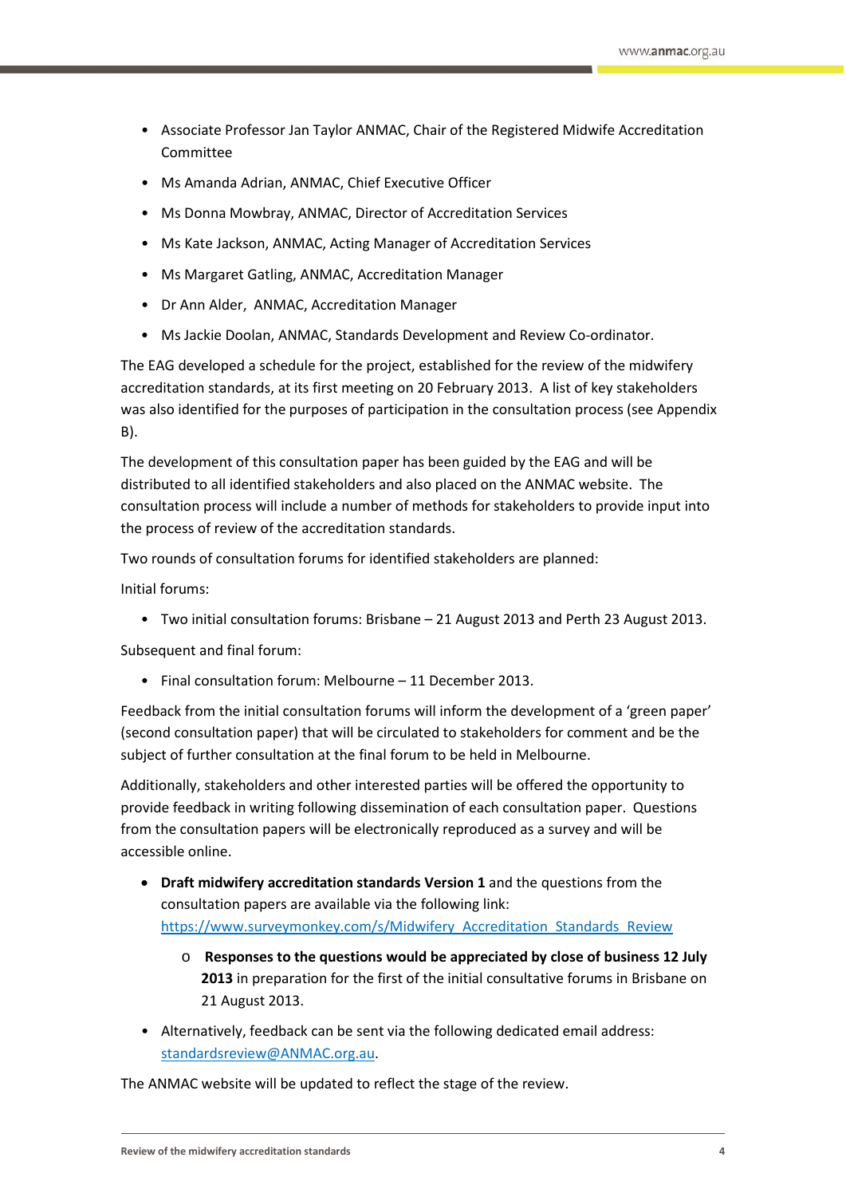- Associate Professor Jan Taylor ANMAC, Chair of the Registered Midwife Accreditation Committee
- Ms Amanda Adrian, ANMAC, Chief Executive Officer
- Ms Donna Mowbray, ANMAC, Director of Accreditation Services
- Ms Kate Jackson, ANMAC, Acting Manager of Accreditation Services
- Ms Margaret Gatling, ANMAC, Accreditation Manager
- Dr Ann Alder, ANMAC, Accreditation Manager
- Ms Jackie Doolan, ANMAC, Standards Development and Review Co-ordinator.

The EAG developed a schedule for the project, established for the review of the midwifery accreditation standards, at its first meeting on 20 February 2013. A list of key stakeholders was also identified for the purposes of participation in the consultation process (see Appendix B).

The development of this consultation paper has been guided by the EAG and will be distributed to all identified stakeholders and also placed on the ANMAC website. The consultation process will include a number of methods for stakeholders to provide input into the process of review of the accreditation standards.

Two rounds of consultation forums for identified stakeholders are planned:

Initial forums:

- Two initial consultation forums: Brisbane – 21 August 2013 and Perth 23 August 2013.

Subsequent and final forum:

- Final consultation forum: Melbourne – 11 December 2013.

Feedback from the initial consultation forums will inform the development of a 'green paper' (second consultation paper) that will be circulated to stakeholders for comment and be the subject of further consultation at the final forum to be held in Melbourne.

Additionally, stakeholders and other interested parties will be offered the opportunity to provide feedback in writing following dissemination of each consultation paper. Questions from the consultation papers will be electronically reproduced as a survey and will be accessible online.

- **Draft midwifery accreditation standards Version 1** and the questions from the consultation papers are available via the following link: https://www.surveymonkey.com/s/Midwifery_Accreditation_Standards_Review
  - **Responses to the questions would be appreciated by close of business 12 July 2013** in preparation for the first of the initial consultative forums in Brisbane on 21 August 2013.
- Alternatively, feedback can be sent via the following dedicated email address: standardsreview@ANMAC.org.au.

The ANMAC website will be updated to reflect the stage of the review.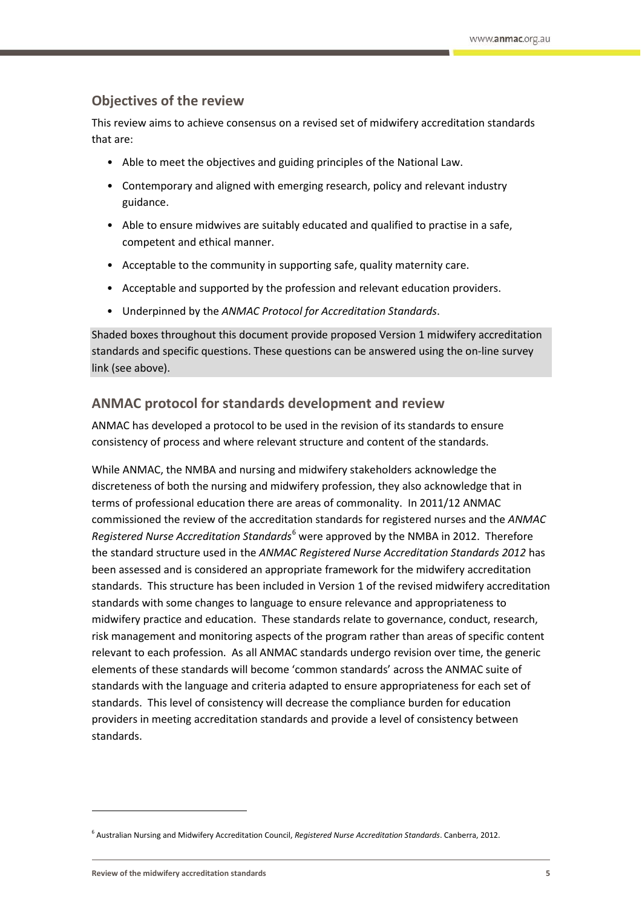## Objectives of the review

This review aims to achieve consensus on a revised set of midwifery accreditation standards that are:

- Able to meet the objectives and guiding principles of the National Law.
- Contemporary and aligned with emerging research, policy and relevant industry guidance.
- Able to ensure midwives are suitably educated and qualified to practise in a safe, competent and ethical manner.
- Acceptable to the community in supporting safe, quality maternity care.
- Acceptable and supported by the profession and relevant education providers.
- Underpinned by the *ANMAC Protocol for Accreditation Standards*.

Shaded boxes throughout this document provide proposed Version 1 midwifery accreditation standards and specific questions. These questions can be answered using the on-line survey link (see above).

## ANMAC protocol for standards development and review

ANMAC has developed a protocol to be used in the revision of its standards to ensure consistency of process and where relevant structure and content of the standards.

While ANMAC, the NMBA and nursing and midwifery stakeholders acknowledge the discreteness of both the nursing and midwifery profession, they also acknowledge that in terms of professional education there are areas of commonality. In 2011/12 ANMAC commissioned the review of the accreditation standards for registered nurses and the *ANMAC Registered Nurse Accreditation Standards*[6] were approved by the NMBA in 2012. Therefore the standard structure used in the *ANMAC Registered Nurse Accreditation Standards 2012* has been assessed and is considered an appropriate framework for the midwifery accreditation standards. This structure has been included in Version 1 of the revised midwifery accreditation standards with some changes to language to ensure relevance and appropriateness to midwifery practice and education. These standards relate to governance, conduct, research, risk management and monitoring aspects of the program rather than areas of specific content relevant to each profession. As all ANMAC standards undergo revision over time, the generic elements of these standards will become 'common standards' across the ANMAC suite of standards with the language and criteria adapted to ensure appropriateness for each set of standards. This level of consistency will decrease the compliance burden for education providers in meeting accreditation standards and provide a level of consistency between standards.

---

[6] Australian Nursing and Midwifery Accreditation Council, *Registered Nurse Accreditation Standards*. Canberra, 2012.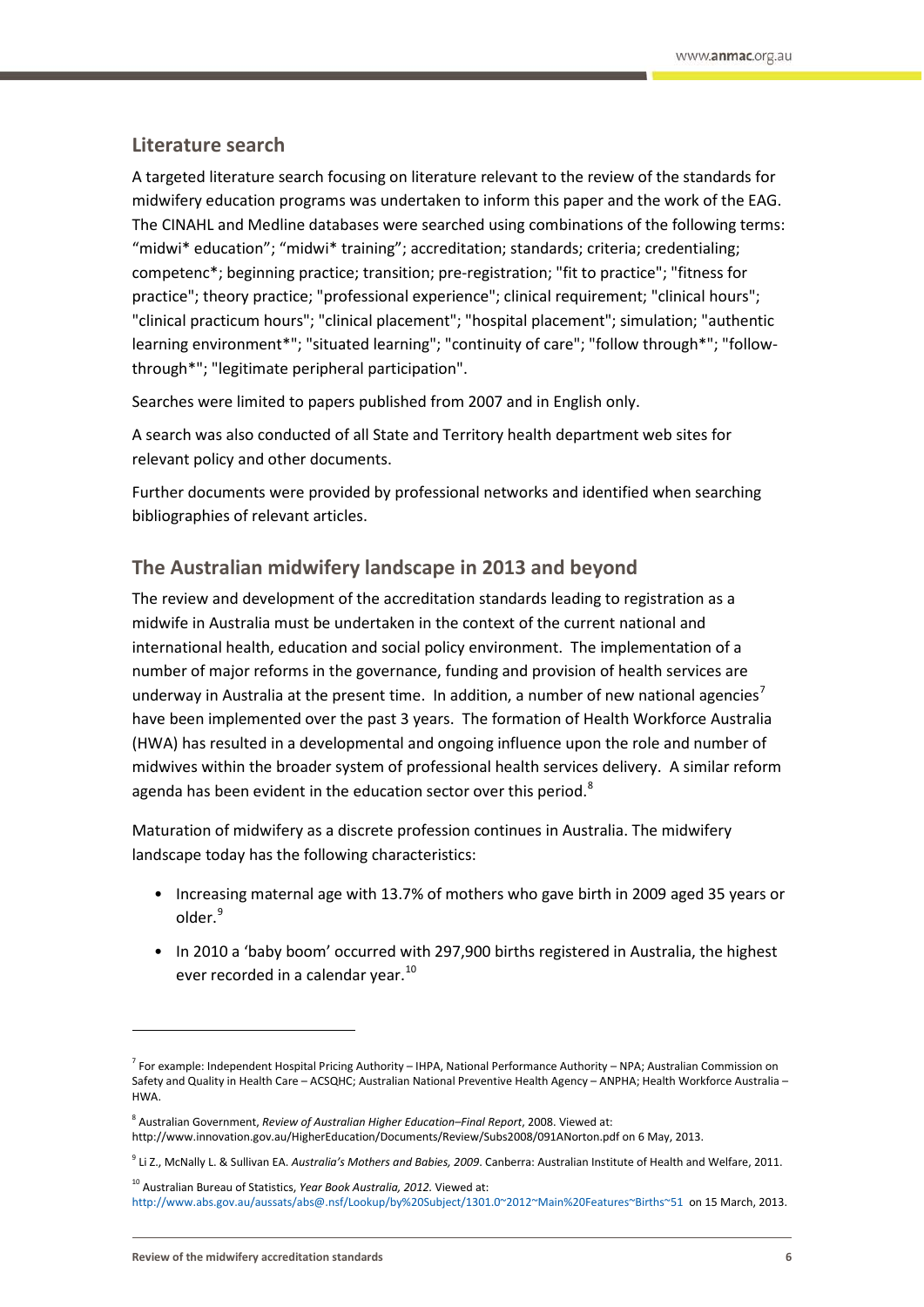## Literature search

A targeted literature search focusing on literature relevant to the review of the standards for midwifery education programs was undertaken to inform this paper and the work of the EAG. The CINAHL and Medline databases were searched using combinations of the following terms: "midwi* education"; "midwi* training"; accreditation; standards; criteria; credentialing; competenc*; beginning practice; transition; pre-registration; "fit to practice"; "fitness for practice"; theory practice; "professional experience"; clinical requirement; "clinical hours"; "clinical practicum hours"; "clinical placement"; "hospital placement"; simulation; "authentic learning environment*"; "situated learning"; "continuity of care"; "follow through*"; "follow-through*"; "legitimate peripheral participation".

Searches were limited to papers published from 2007 and in English only.

A search was also conducted of all State and Territory health department web sites for relevant policy and other documents.

Further documents were provided by professional networks and identified when searching bibliographies of relevant articles.

## The Australian midwifery landscape in 2013 and beyond

The review and development of the accreditation standards leading to registration as a midwife in Australia must be undertaken in the context of the current national and international health, education and social policy environment. The implementation of a number of major reforms in the governance, funding and provision of health services are underway in Australia at the present time. In addition, a number of new national agencies[7] have been implemented over the past 3 years. The formation of Health Workforce Australia (HWA) has resulted in a developmental and ongoing influence upon the role and number of midwives within the broader system of professional health services delivery. A similar reform agenda has been evident in the education sector over this period.[8]

Maturation of midwifery as a discrete profession continues in Australia. The midwifery landscape today has the following characteristics:

- Increasing maternal age with 13.7% of mothers who gave birth in 2009 aged 35 years or older.[9]
- In 2010 a 'baby boom' occurred with 297,900 births registered in Australia, the highest ever recorded in a calendar year.[10]

---

[7] For example: Independent Hospital Pricing Authority – IHPA, National Performance Authority – NPA; Australian Commission on Safety and Quality in Health Care – ACSQHC; Australian National Preventive Health Agency – ANPHA; Health Workforce Australia – HWA.

[8] Australian Government, *Review of Australian Higher Education–Final Report*, 2008. Viewed at: http://www.innovation.gov.au/HigherEducation/Documents/Review/Subs2008/091ANorton.pdf on 6 May, 2013.

[9] Li Z., McNally L. & Sullivan EA. *Australia's Mothers and Babies, 2009*. Canberra: Australian Institute of Health and Welfare, 2011.

[10] Australian Bureau of Statistics, *Year Book Australia, 2012.* Viewed at: http://www.abs.gov.au/ausstats/abs@.nsf/Lookup/by%20Subject/1301.0~2012~Main%20Features~Births~51 on 15 March, 2013.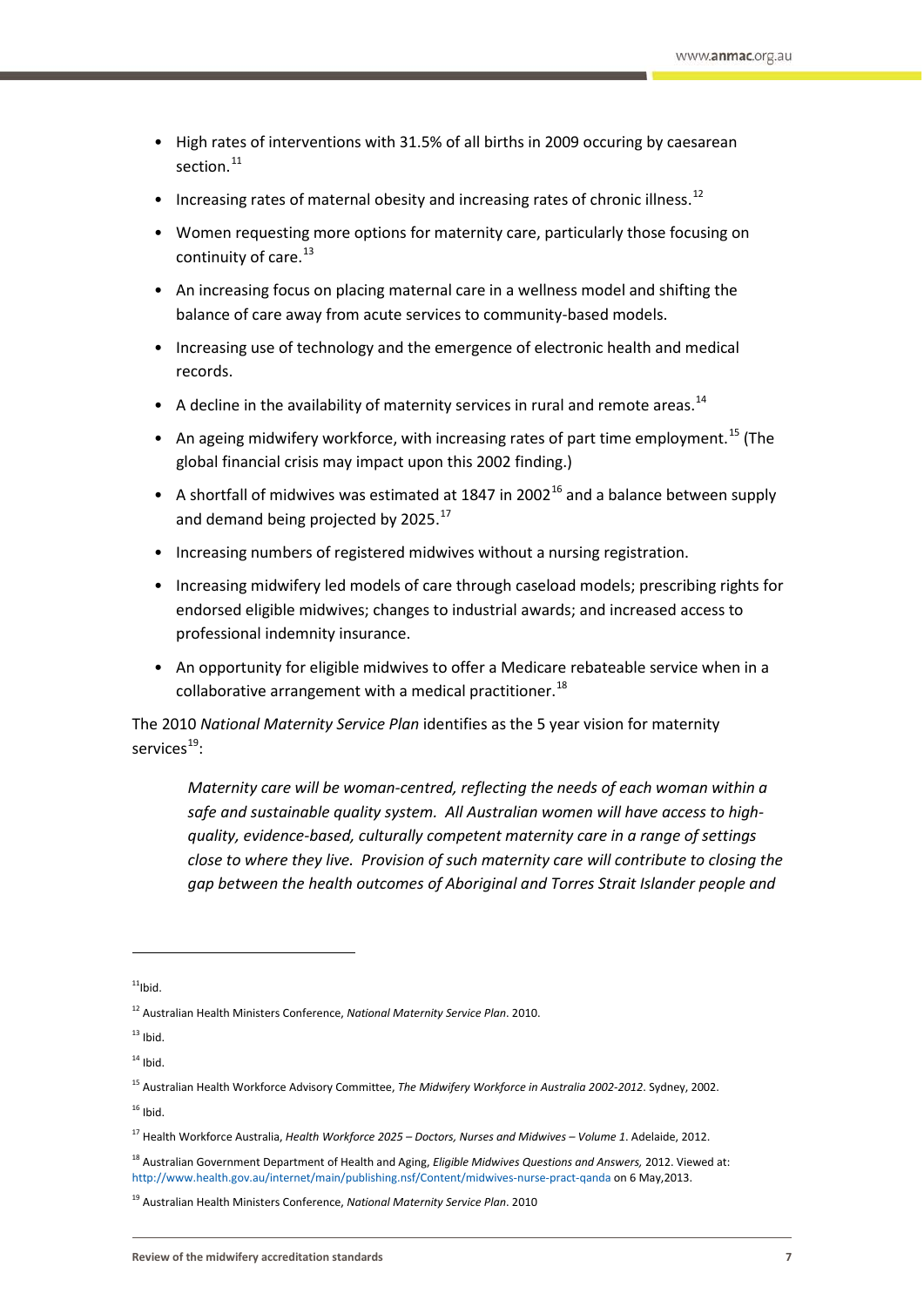- High rates of interventions with 31.5% of all births in 2009 occuring by caesarean section.[11]
- Increasing rates of maternal obesity and increasing rates of chronic illness.[12]
- Women requesting more options for maternity care, particularly those focusing on continuity of care.[13]
- An increasing focus on placing maternal care in a wellness model and shifting the balance of care away from acute services to community-based models.
- Increasing use of technology and the emergence of electronic health and medical records.
- A decline in the availability of maternity services in rural and remote areas.[14]
- An ageing midwifery workforce, with increasing rates of part time employment.[15] (The global financial crisis may impact upon this 2002 finding.)
- A shortfall of midwives was estimated at 1847 in 2002[16] and a balance between supply and demand being projected by 2025.[17]
- Increasing numbers of registered midwives without a nursing registration.
- Increasing midwifery led models of care through caseload models; prescribing rights for endorsed eligible midwives; changes to industrial awards; and increased access to professional indemnity insurance.
- An opportunity for eligible midwives to offer a Medicare rebateable service when in a collaborative arrangement with a medical practitioner.[18]

The 2010 *National Maternity Service Plan* identifies as the 5 year vision for maternity services[19]:

> *Maternity care will be woman-centred, reflecting the needs of each woman within a safe and sustainable quality system. All Australian women will have access to high-quality, evidence-based, culturally competent maternity care in a range of settings close to where they live. Provision of such maternity care will contribute to closing the gap between the health outcomes of Aboriginal and Torres Strait Islander people and*

---

[11] Ibid.

[12] Australian Health Ministers Conference, *National Maternity Service Plan*. 2010.

[13] Ibid.

[14] Ibid.

[15] Australian Health Workforce Advisory Committee, *The Midwifery Workforce in Australia 2002-2012*. Sydney, 2002.

[16] Ibid.

[17] Health Workforce Australia, *Health Workforce 2025 – Doctors, Nurses and Midwives – Volume 1*. Adelaide, 2012.

[18] Australian Government Department of Health and Aging, *Eligible Midwives Questions and Answers,* 2012. Viewed at: http://www.health.gov.au/internet/main/publishing.nsf/Content/midwives-nurse-pract-qanda on 6 May,2013.

[19] Australian Health Ministers Conference, *National Maternity Service Plan*. 2010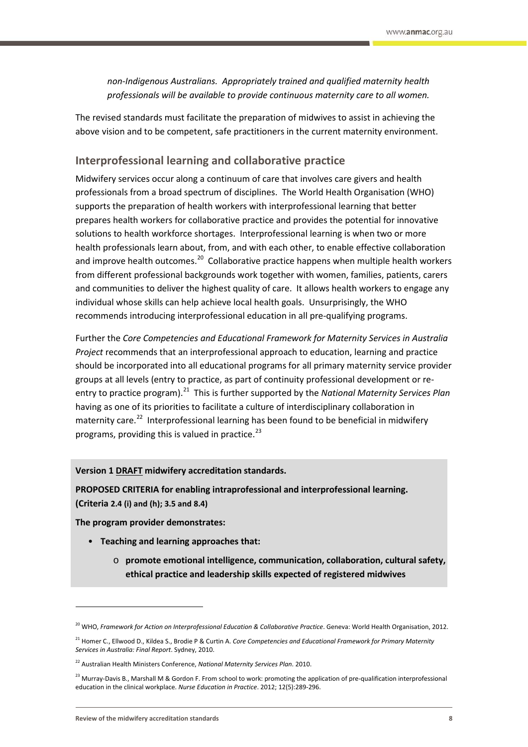*non-Indigenous Australians. Appropriately trained and qualified maternity health professionals will be available to provide continuous maternity care to all women.*

The revised standards must facilitate the preparation of midwives to assist in achieving the above vision and to be competent, safe practitioners in the current maternity environment.

## Interprofessional learning and collaborative practice

Midwifery services occur along a continuum of care that involves care givers and health professionals from a broad spectrum of disciplines. The World Health Organisation (WHO) supports the preparation of health workers with interprofessional learning that better prepares health workers for collaborative practice and provides the potential for innovative solutions to health workforce shortages. Interprofessional learning is when two or more health professionals learn about, from, and with each other, to enable effective collaboration and improve health outcomes.[20] Collaborative practice happens when multiple health workers from different professional backgrounds work together with women, families, patients, carers and communities to deliver the highest quality of care. It allows health workers to engage any individual whose skills can help achieve local health goals. Unsurprisingly, the WHO recommends introducing interprofessional education in all pre-qualifying programs.

Further the *Core Competencies and Educational Framework for Maternity Services in Australia Project* recommends that an interprofessional approach to education, learning and practice should be incorporated into all educational programs for all primary maternity service provider groups at all levels (entry to practice, as part of continuity professional development or re-entry to practice program).[21] This is further supported by the *National Maternity Services Plan* having as one of its priorities to facilitate a culture of interdisciplinary collaboration in maternity care.[22] Interprofessional learning has been found to be beneficial in midwifery programs, providing this is valued in practice.[23]

**Version 1 DRAFT midwifery accreditation standards.**

**PROPOSED CRITERIA for enabling intraprofessional and interprofessional learning. (Criteria 2.4 (i) and (h); 3.5 and 8.4)**

**The program provider demonstrates:**

- **Teaching and learning approaches that:**
  - **promote emotional intelligence, communication, collaboration, cultural safety, ethical practice and leadership skills expected of registered midwives**

---

[20] WHO, *Framework for Action on Interprofessional Education & Collaborative Practice*. Geneva: World Health Organisation, 2012.

[21] Homer C., Ellwood D., Kildea S., Brodie P & Curtin A. *Core Competencies and Educational Framework for Primary Maternity Services in Australia: Final Report*. Sydney, 2010.

[22] Australian Health Ministers Conference, *National Maternity Services Plan*. 2010.

[23] Murray-Davis B., Marshall M & Gordon F. From school to work: promoting the application of pre-qualification interprofessional education in the clinical workplace. *Nurse Education in Practice*. 2012; 12(5):289-296.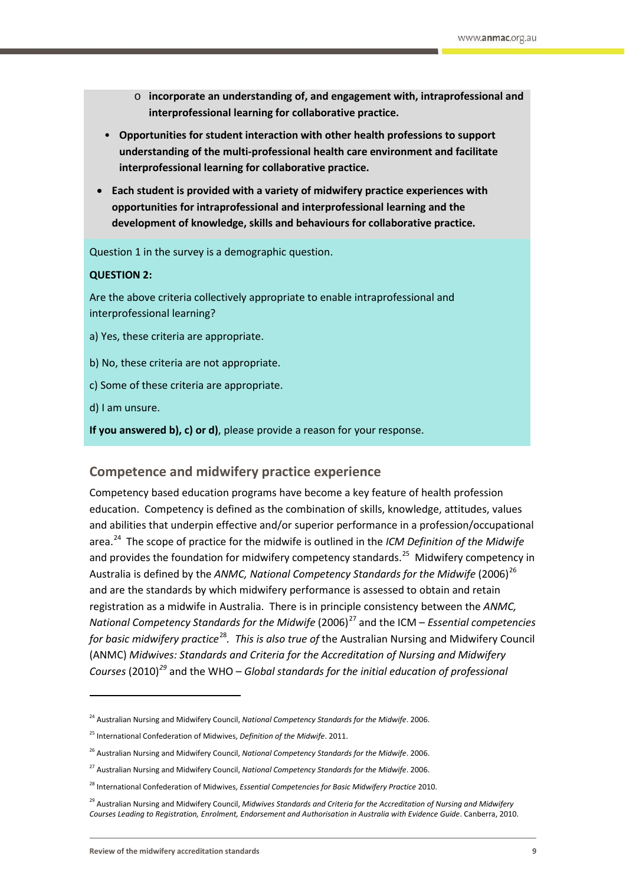- incorporate an understanding of, and engagement with, intraprofessional and interprofessional learning for collaborative practice.**

- **Opportunities for student interaction with other health professions to support understanding of the multi-professional health care environment and facilitate interprofessional learning for collaborative practice.**

- **Each student is provided with a variety of midwifery practice experiences with opportunities for intraprofessional and interprofessional learning and the development of knowledge, skills and behaviours for collaborative practice.**

Question 1 in the survey is a demographic question.

**QUESTION 2:**

Are the above criteria collectively appropriate to enable intraprofessional and interprofessional learning?

a) Yes, these criteria are appropriate.

b) No, these criteria are not appropriate.

c) Some of these criteria are appropriate.

d) I am unsure.

**If you answered b), c) or d)**, please provide a reason for your response.

## Competence and midwifery practice experience

Competency based education programs have become a key feature of health profession education. Competency is defined as the combination of skills, knowledge, attitudes, values and abilities that underpin effective and/or superior performance in a profession/occupational area.[24] The scope of practice for the midwife is outlined in the *ICM Definition of the Midwife* and provides the foundation for midwifery competency standards.[25] Midwifery competency in Australia is defined by the *ANMC, National Competency Standards for the Midwife* (2006)[26] and are the standards by which midwifery performance is assessed to obtain and retain registration as a midwife in Australia. There is in principle consistency between the *ANMC, National Competency Standards for the Midwife* (2006)[27] and the ICM – *Essential competencies for basic midwifery practice*[28]*. This is also true of* the Australian Nursing and Midwifery Council (ANMC) *Midwives: Standards and Criteria for the Accreditation of Nursing and Midwifery Courses* (2010)[29] and the WHO – *Global standards for the initial education of professional*

---

[24] Australian Nursing and Midwifery Council, *National Competency Standards for the Midwife*. 2006.

[25] International Confederation of Midwives, *Definition of the Midwife*. 2011.

[26] Australian Nursing and Midwifery Council, *National Competency Standards for the Midwife*. 2006.

[27] Australian Nursing and Midwifery Council, *National Competency Standards for the Midwife*. 2006.

[28] International Confederation of Midwives, *Essential Competencies for Basic Midwifery Practice* 2010.

[29] Australian Nursing and Midwifery Council, *Midwives Standards and Criteria for the Accreditation of Nursing and Midwifery Courses Leading to Registration, Enrolment, Endorsement and Authorisation in Australia with Evidence Guide*. Canberra, 2010.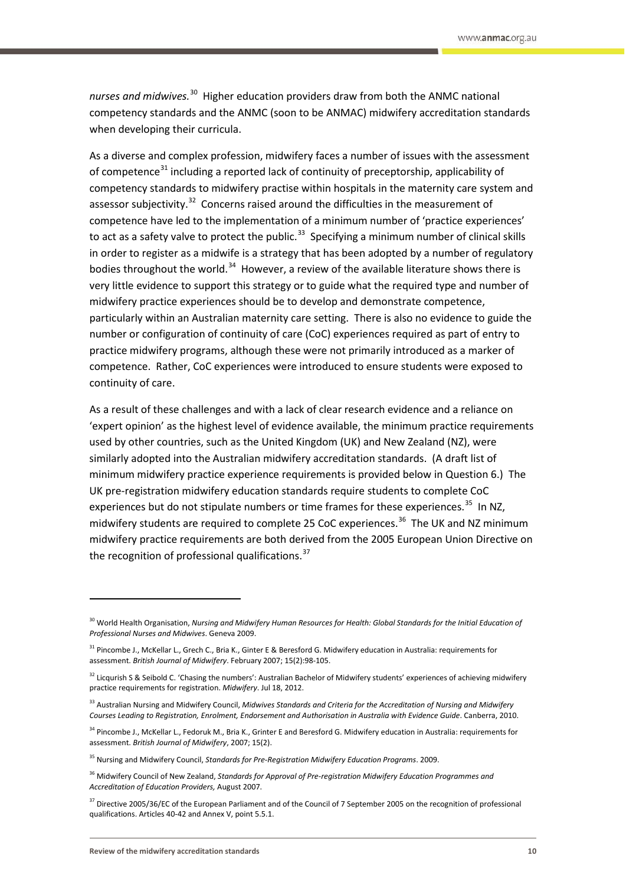*nurses and midwives.*[30] Higher education providers draw from both the ANMC national competency standards and the ANMC (soon to be ANMAC) midwifery accreditation standards when developing their curricula.

As a diverse and complex profession, midwifery faces a number of issues with the assessment of competence[31] including a reported lack of continuity of preceptorship, applicability of competency standards to midwifery practise within hospitals in the maternity care system and assessor subjectivity.[32] Concerns raised around the difficulties in the measurement of competence have led to the implementation of a minimum number of 'practice experiences' to act as a safety valve to protect the public.[33] Specifying a minimum number of clinical skills in order to register as a midwife is a strategy that has been adopted by a number of regulatory bodies throughout the world.[34] However, a review of the available literature shows there is very little evidence to support this strategy or to guide what the required type and number of midwifery practice experiences should be to develop and demonstrate competence, particularly within an Australian maternity care setting. There is also no evidence to guide the number or configuration of continuity of care (CoC) experiences required as part of entry to practice midwifery programs, although these were not primarily introduced as a marker of competence. Rather, CoC experiences were introduced to ensure students were exposed to continuity of care.

As a result of these challenges and with a lack of clear research evidence and a reliance on 'expert opinion' as the highest level of evidence available, the minimum practice requirements used by other countries, such as the United Kingdom (UK) and New Zealand (NZ), were similarly adopted into the Australian midwifery accreditation standards. (A draft list of minimum midwifery practice experience requirements is provided below in Question 6.) The UK pre-registration midwifery education standards require students to complete CoC experiences but do not stipulate numbers or time frames for these experiences.[35] In NZ, midwifery students are required to complete 25 CoC experiences.[36] The UK and NZ minimum midwifery practice requirements are both derived from the 2005 European Union Directive on the recognition of professional qualifications.[37]

---

[30] World Health Organisation, *Nursing and Midwifery Human Resources for Health: Global Standards for the Initial Education of Professional Nurses and Midwives*. Geneva 2009.

[31] Pincombe J., McKellar L., Grech C., Bria K., Ginter E & Beresford G. Midwifery education in Australia: requirements for assessment. *British Journal of Midwifery*. February 2007; 15(2):98-105.

[32] Licqurish S & Seibold C. 'Chasing the numbers': Australian Bachelor of Midwifery students' experiences of achieving midwifery practice requirements for registration. *Midwifery*. Jul 18, 2012.

[33] Australian Nursing and Midwifery Council, *Midwives Standards and Criteria for the Accreditation of Nursing and Midwifery Courses Leading to Registration, Enrolment, Endorsement and Authorisation in Australia with Evidence Guide*. Canberra, 2010.

[34] Pincombe J., McKellar L., Fedoruk M., Bria K., Grinter E and Beresford G. Midwifery education in Australia: requirements for assessment. *British Journal of Midwifery*, 2007; 15(2).

[35] Nursing and Midwifery Council, *Standards for Pre-Registration Midwifery Education Programs*. 2009.

[36] Midwifery Council of New Zealand, *Standards for Approval of Pre-registration Midwifery Education Programmes and Accreditation of Education Providers,* August 2007.

[37] Directive 2005/36/EC of the European Parliament and of the Council of 7 September 2005 on the recognition of professional qualifications. Articles 40-42 and Annex V, point 5.5.1.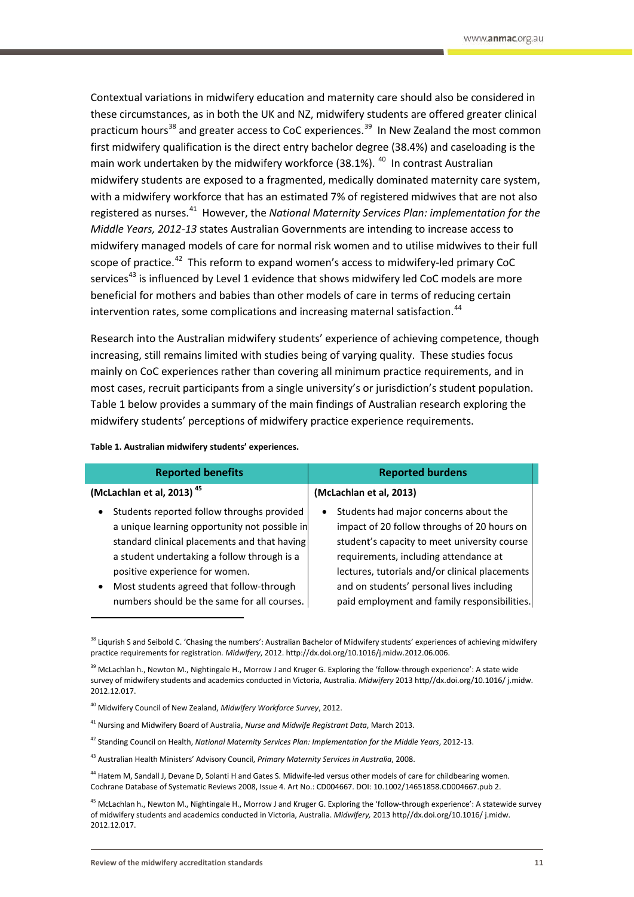Contextual variations in midwifery education and maternity care should also be considered in these circumstances, as in both the UK and NZ, midwifery students are offered greater clinical practicum hours[38] and greater access to CoC experiences.[39] In New Zealand the most common first midwifery qualification is the direct entry bachelor degree (38.4%) and caseloading is the main work undertaken by the midwifery workforce (38.1%).[40] In contrast Australian midwifery students are exposed to a fragmented, medically dominated maternity care system, with a midwifery workforce that has an estimated 7% of registered midwives that are not also registered as nurses.[41] However, the *National Maternity Services Plan: implementation for the Middle Years, 2012-13* states Australian Governments are intending to increase access to midwifery managed models of care for normal risk women and to utilise midwives to their full scope of practice.[42] This reform to expand women's access to midwifery-led primary CoC services[43] is influenced by Level 1 evidence that shows midwifery led CoC models are more beneficial for mothers and babies than other models of care in terms of reducing certain intervention rates, some complications and increasing maternal satisfaction.[44]

Research into the Australian midwifery students' experience of achieving competence, though increasing, still remains limited with studies being of varying quality. These studies focus mainly on CoC experiences rather than covering all minimum practice requirements, and in most cases, recruit participants from a single university's or jurisdiction's student population. Table 1 below provides a summary of the main findings of Australian research exploring the midwifery students' perceptions of midwifery practice experience requirements.

**Table 1. Australian midwifery students' experiences.**

| Reported benefits | Reported burdens |
|---|---|
| **(McLachlan et al, 2013)**[45] | **(McLachlan et al, 2013)** |
| • Students reported follow throughs provided a unique learning opportunity not possible in standard clinical placements and that having a student undertaking a follow through is a positive experience for women.<br>• Most students agreed that follow-through numbers should be the same for all courses. | • Students had major concerns about the impact of 20 follow throughs of 20 hours on student's capacity to meet university course requirements, including attendance at lectures, tutorials and/or clinical placements and on students' personal lives including paid employment and family responsibilities. |

---

[38] Liqurish S and Seibold C. 'Chasing the numbers': Australian Bachelor of Midwifery students' experiences of achieving midwifery practice requirements for registration. *Midwifery*, 2012. http://dx.doi.org/10.1016/j.midw.2012.06.006.

[39] McLachlan h., Newton M., Nightingale H., Morrow J and Kruger G. Exploring the 'follow-through experience': A state wide survey of midwifery students and academics conducted in Victoria, Australia. *Midwifery* 2013 http//dx.doi.org/10.1016/ j.midw. 2012.12.017.

[40] Midwifery Council of New Zealand, *Midwifery Workforce Survey*, 2012.

[41] Nursing and Midwifery Board of Australia, *Nurse and Midwife Registrant Data*, March 2013.

[42] Standing Council on Health, *National Maternity Services Plan: Implementation for the Middle Years*, 2012-13.

[43] Australian Health Ministers' Advisory Council, *Primary Maternity Services in Australia*, 2008.

[44] Hatem M, Sandall J, Devane D, Solanti H and Gates S. Midwife-led versus other models of care for childbearing women. Cochrane Database of Systematic Reviews 2008, Issue 4. Art No.: CD004667. DOI: 10.1002/14651858.CD004667.pub 2.

[45] McLachlan h., Newton M., Nightingale H., Morrow J and Kruger G. Exploring the 'follow-through experience': A statewide survey of midwifery students and academics conducted in Victoria, Australia. *Midwifery,* 2013 http//dx.doi.org/10.1016/ j.midw. 2012.12.017.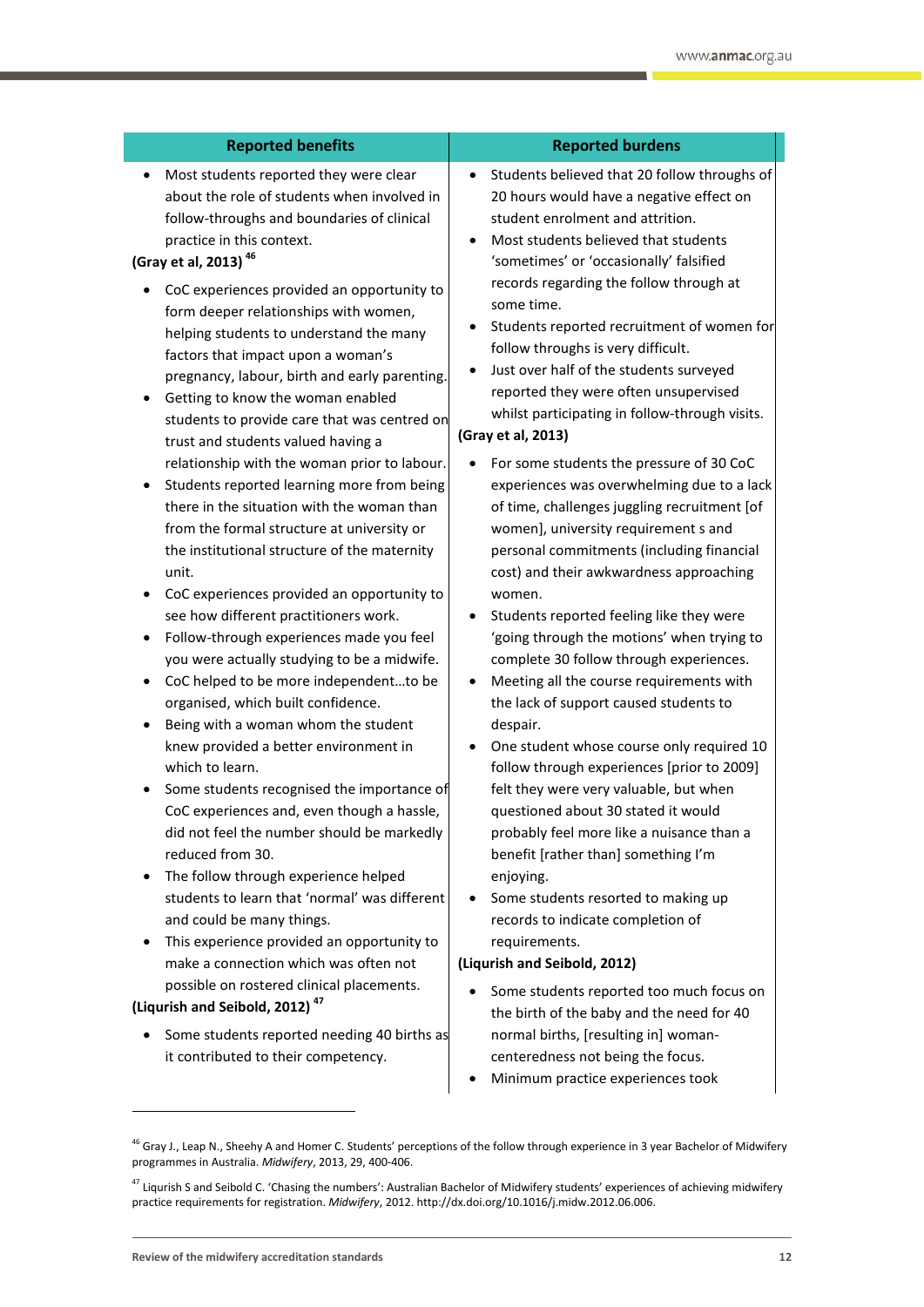| Reported benefits | Reported burdens |
|---|---|
| • Most students reported they were clear about the role of students when involved in follow-throughs and boundaries of clinical practice in this context.<br>**(Gray et al, 2013)** [46]<br>• CoC experiences provided an opportunity to form deeper relationships with women, helping students to understand the many factors that impact upon a woman's pregnancy, labour, birth and early parenting.<br>• Getting to know the woman enabled students to provide care that was centred on trust and students valued having a relationship with the woman prior to labour.<br>• Students reported learning more from being there in the situation with the woman than from the formal structure at university or the institutional structure of the maternity unit.<br>• CoC experiences provided an opportunity to see how different practitioners work.<br>• Follow-through experiences made you feel you were actually studying to be a midwife.<br>• CoC helped to be more independent…to be organised, which built confidence.<br>• Being with a woman whom the student knew provided a better environment in which to learn.<br>• Some students recognised the importance of CoC experiences and, even though a hassle, did not feel the number should be markedly reduced from 30.<br>• The follow through experience helped students to learn that 'normal' was different and could be many things.<br>• This experience provided an opportunity to make a connection which was often not possible on rostered clinical placements.<br>**(Liqurish and Seibold, 2012)** [47]<br>• Some students reported needing 40 births as it contributed to their competency. | • Students believed that 20 follow throughs of 20 hours would have a negative effect on student enrolment and attrition.<br>• Most students believed that students 'sometimes' or 'occasionally' falsified records regarding the follow through at some time.<br>• Students reported recruitment of women for follow throughs is very difficult.<br>• Just over half of the students surveyed reported they were often unsupervised whilst participating in follow-through visits.<br>**(Gray et al, 2013)**<br>• For some students the pressure of 30 CoC experiences was overwhelming due to a lack of time, challenges juggling recruitment [of women], university requirement s and personal commitments (including financial cost) and their awkwardness approaching women.<br>• Students reported feeling like they were 'going through the motions' when trying to complete 30 follow through experiences.<br>• Meeting all the course requirements with the lack of support caused students to despair.<br>• One student whose course only required 10 follow through experiences [prior to 2009] felt they were very valuable, but when questioned about 30 stated it would probably feel more like a nuisance than a benefit [rather than] something I'm enjoying.<br>• Some students resorted to making up records to indicate completion of requirements.<br>**(Liqurish and Seibold, 2012)**<br>• Some students reported too much focus on the birth of the baby and the need for 40 normal births, [resulting in] woman-centeredness not being the focus.<br>• Minimum practice experiences took |

[46] Gray J., Leap N., Sheehy A and Homer C. Students' perceptions of the follow through experience in 3 year Bachelor of Midwifery programmes in Australia. *Midwifery*, 2013, 29, 400-406.

[47] Liqurish S and Seibold C. 'Chasing the numbers': Australian Bachelor of Midwifery students' experiences of achieving midwifery practice requirements for registration. *Midwifery*, 2012. http://dx.doi.org/10.1016/j.midw.2012.06.006.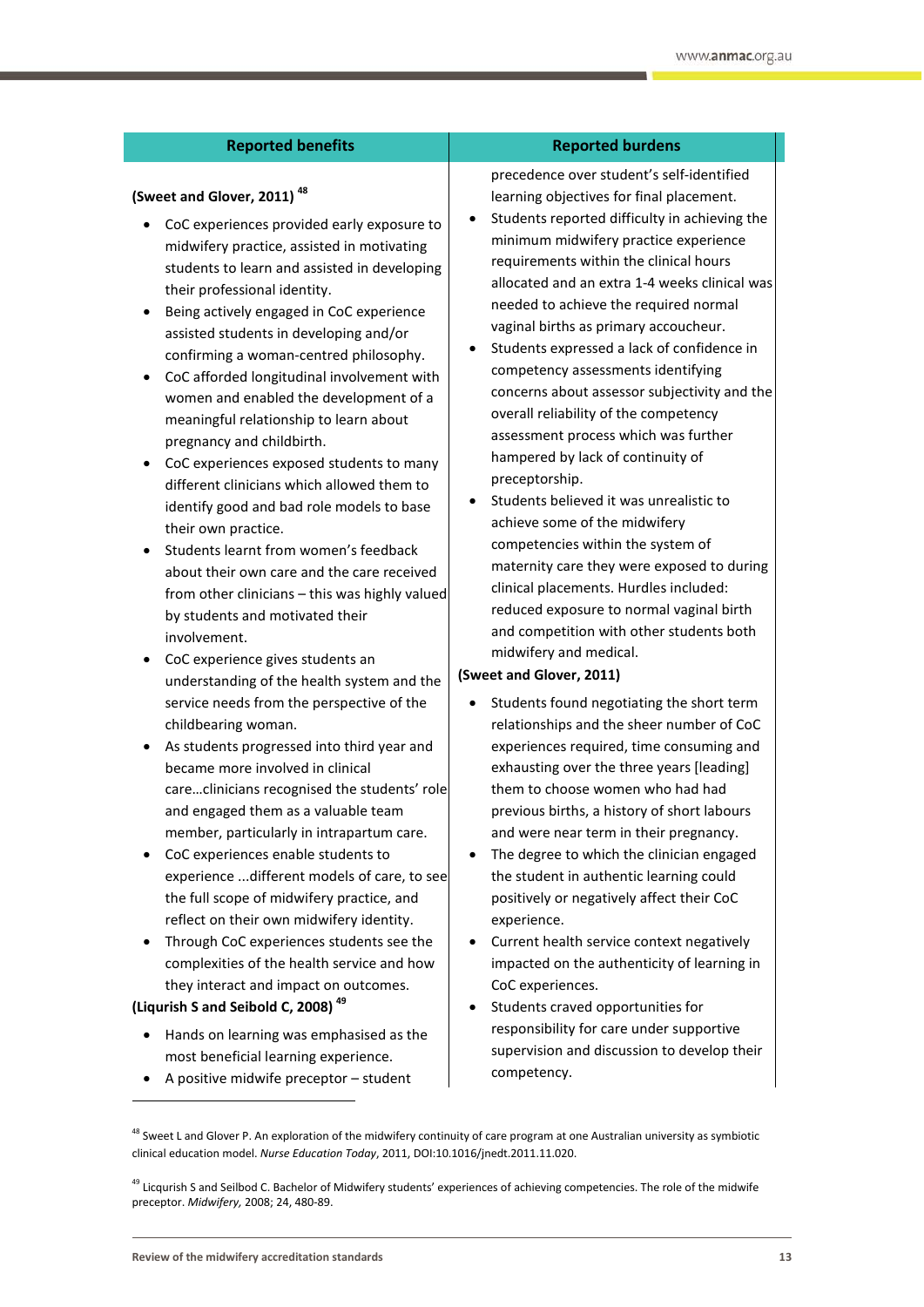| Reported benefits | Reported burdens |
|---|---|
| **(Sweet and Glover, 2011)** [48]<br><br>• CoC experiences provided early exposure to midwifery practice, assisted in motivating students to learn and assisted in developing their professional identity.<br>• Being actively engaged in CoC experience assisted students in developing and/or confirming a woman-centred philosophy.<br>• CoC afforded longitudinal involvement with women and enabled the development of a meaningful relationship to learn about pregnancy and childbirth.<br>• CoC experiences exposed students to many different clinicians which allowed them to identify good and bad role models to base their own practice.<br>• Students learnt from women's feedback about their own care and the care received from other clinicians – this was highly valued by students and motivated their involvement.<br>• CoC experience gives students an understanding of the health system and the service needs from the perspective of the childbearing woman.<br>• As students progressed into third year and became more involved in clinical care…clinicians recognised the students' role and engaged them as a valuable team member, particularly in intrapartum care.<br>• CoC experiences enable students to experience ...different models of care, to see the full scope of midwifery practice, and reflect on their own midwifery identity.<br>• Through CoC experiences students see the complexities of the health service and how they interact and impact on outcomes.<br><br>**(Liqurish S and Seibold C, 2008)** [49]<br><br>• Hands on learning was emphasised as the most beneficial learning experience.<br>• A positive midwife preceptor – student | precedence over student's self-identified learning objectives for final placement.<br>• Students reported difficulty in achieving the minimum midwifery practice experience requirements within the clinical hours allocated and an extra 1-4 weeks clinical was needed to achieve the required normal vaginal births as primary accoucheur.<br>• Students expressed a lack of confidence in competency assessments identifying concerns about assessor subjectivity and the overall reliability of the competency assessment process which was further hampered by lack of continuity of preceptorship.<br>• Students believed it was unrealistic to achieve some of the midwifery competencies within the system of maternity care they were exposed to during clinical placements. Hurdles included: reduced exposure to normal vaginal birth and competition with other students both midwifery and medical.<br><br>**(Sweet and Glover, 2011)**<br><br>• Students found negotiating the short term relationships and the sheer number of CoC experiences required, time consuming and exhausting over the three years [leading] them to choose women who had had previous births, a history of short labours and were near term in their pregnancy.<br>• The degree to which the clinician engaged the student in authentic learning could positively or negatively affect their CoC experience.<br>• Current health service context negatively impacted on the authenticity of learning in CoC experiences.<br>• Students craved opportunities for responsibility for care under supportive supervision and discussion to develop their competency. |

[48] Sweet L and Glover P. An exploration of the midwifery continuity of care program at one Australian university as symbiotic clinical education model. *Nurse Education Today*, 2011, DOI:10.1016/jnedt.2011.11.020.

[49] Licqurish S and Seilbod C. Bachelor of Midwifery students' experiences of achieving competencies. The role of the midwife preceptor. *Midwifery,* 2008; 24, 480-89.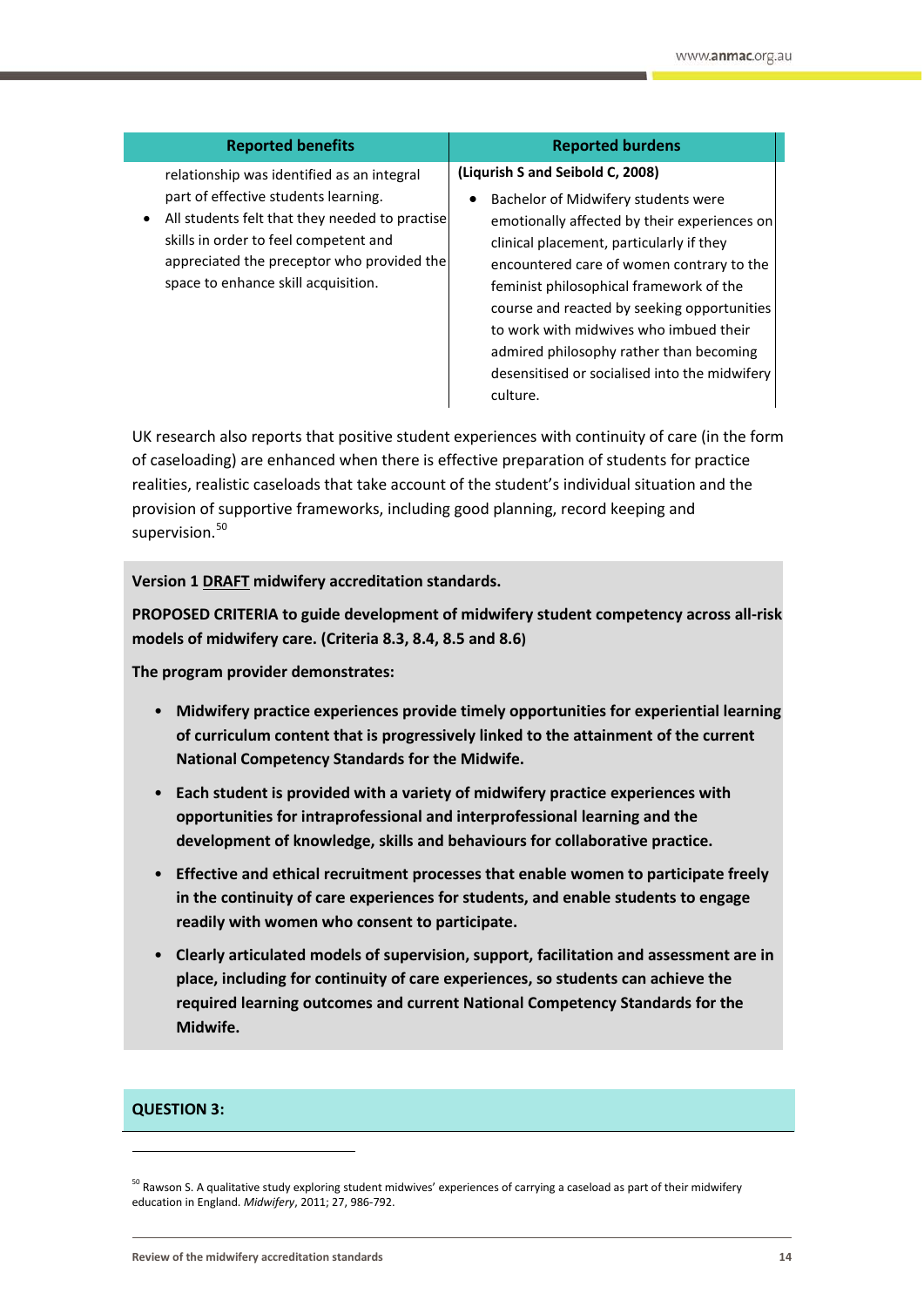| Reported benefits | Reported burdens |
|---|---|
| relationship was identified as an integral part of effective students learning.<br>• All students felt that they needed to practise skills in order to feel competent and appreciated the preceptor who provided the space to enhance skill acquisition. | **(Liqurish S and Seibold C, 2008)**<br>• Bachelor of Midwifery students were emotionally affected by their experiences on clinical placement, particularly if they encountered care of women contrary to the feminist philosophical framework of the course and reacted by seeking opportunities to work with midwives who imbued their admired philosophy rather than becoming desensitised or socialised into the midwifery culture. |

UK research also reports that positive student experiences with continuity of care (in the form of caseloading) are enhanced when there is effective preparation of students for practice realities, realistic caseloads that take account of the student's individual situation and the provision of supportive frameworks, including good planning, record keeping and supervision.[50]

**Version 1 DRAFT midwifery accreditation standards.**

**PROPOSED CRITERIA to guide development of midwifery student competency across all-risk models of midwifery care. (Criteria 8.3, 8.4, 8.5 and 8.6)**

**The program provider demonstrates:**

- **Midwifery practice experiences provide timely opportunities for experiential learning of curriculum content that is progressively linked to the attainment of the current National Competency Standards for the Midwife.**
- **Each student is provided with a variety of midwifery practice experiences with opportunities for intraprofessional and interprofessional learning and the development of knowledge, skills and behaviours for collaborative practice.**
- **Effective and ethical recruitment processes that enable women to participate freely in the continuity of care experiences for students, and enable students to engage readily with women who consent to participate.**
- **Clearly articulated models of supervision, support, facilitation and assessment are in place, including for continuity of care experiences, so students can achieve the required learning outcomes and current National Competency Standards for the Midwife.**

**QUESTION 3:**

---

[50] Rawson S. A qualitative study exploring student midwives' experiences of carrying a caseload as part of their midwifery education in England. *Midwifery*, 2011; 27, 986-792.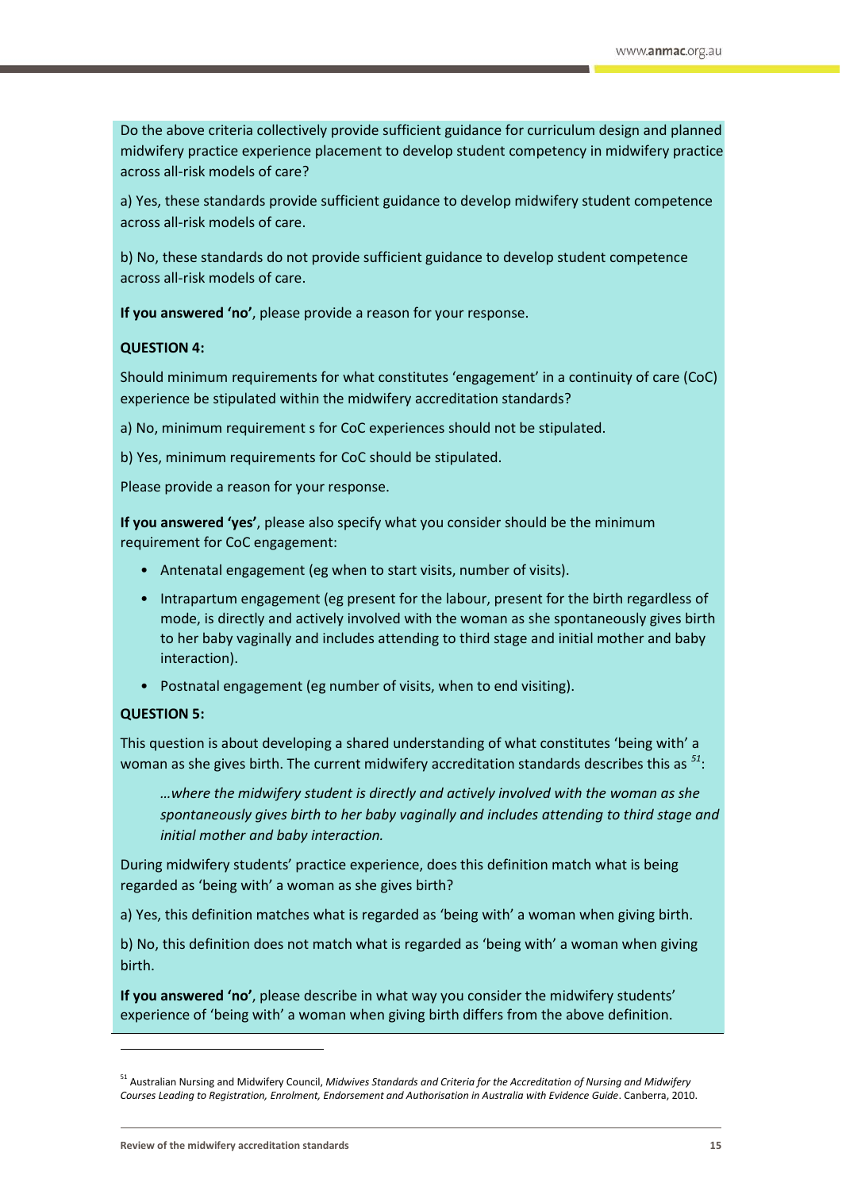Do the above criteria collectively provide sufficient guidance for curriculum design and planned midwifery practice experience placement to develop student competency in midwifery practice across all-risk models of care?

a) Yes, these standards provide sufficient guidance to develop midwifery student competence across all-risk models of care.

b) No, these standards do not provide sufficient guidance to develop student competence across all-risk models of care.

**If you answered 'no'**, please provide a reason for your response.

**QUESTION 4:**

Should minimum requirements for what constitutes 'engagement' in a continuity of care (CoC) experience be stipulated within the midwifery accreditation standards?

a) No, minimum requirement s for CoC experiences should not be stipulated.

b) Yes, minimum requirements for CoC should be stipulated.

Please provide a reason for your response.

**If you answered 'yes'**, please also specify what you consider should be the minimum requirement for CoC engagement:

- Antenatal engagement (eg when to start visits, number of visits).
- Intrapartum engagement (eg present for the labour, present for the birth regardless of mode, is directly and actively involved with the woman as she spontaneously gives birth to her baby vaginally and includes attending to third stage and initial mother and baby interaction).
- Postnatal engagement (eg number of visits, when to end visiting).

**QUESTION 5:**

This question is about developing a shared understanding of what constitutes 'being with' a woman as she gives birth. The current midwifery accreditation standards describes this as [51]:

> *…where the midwifery student is directly and actively involved with the woman as she spontaneously gives birth to her baby vaginally and includes attending to third stage and initial mother and baby interaction.*

During midwifery students' practice experience, does this definition match what is being regarded as 'being with' a woman as she gives birth?

a) Yes, this definition matches what is regarded as 'being with' a woman when giving birth.

b) No, this definition does not match what is regarded as 'being with' a woman when giving birth.

**If you answered 'no'**, please describe in what way you consider the midwifery students' experience of 'being with' a woman when giving birth differs from the above definition.

---

[51] Australian Nursing and Midwifery Council, *Midwives Standards and Criteria for the Accreditation of Nursing and Midwifery Courses Leading to Registration, Enrolment, Endorsement and Authorisation in Australia with Evidence Guide*. Canberra, 2010.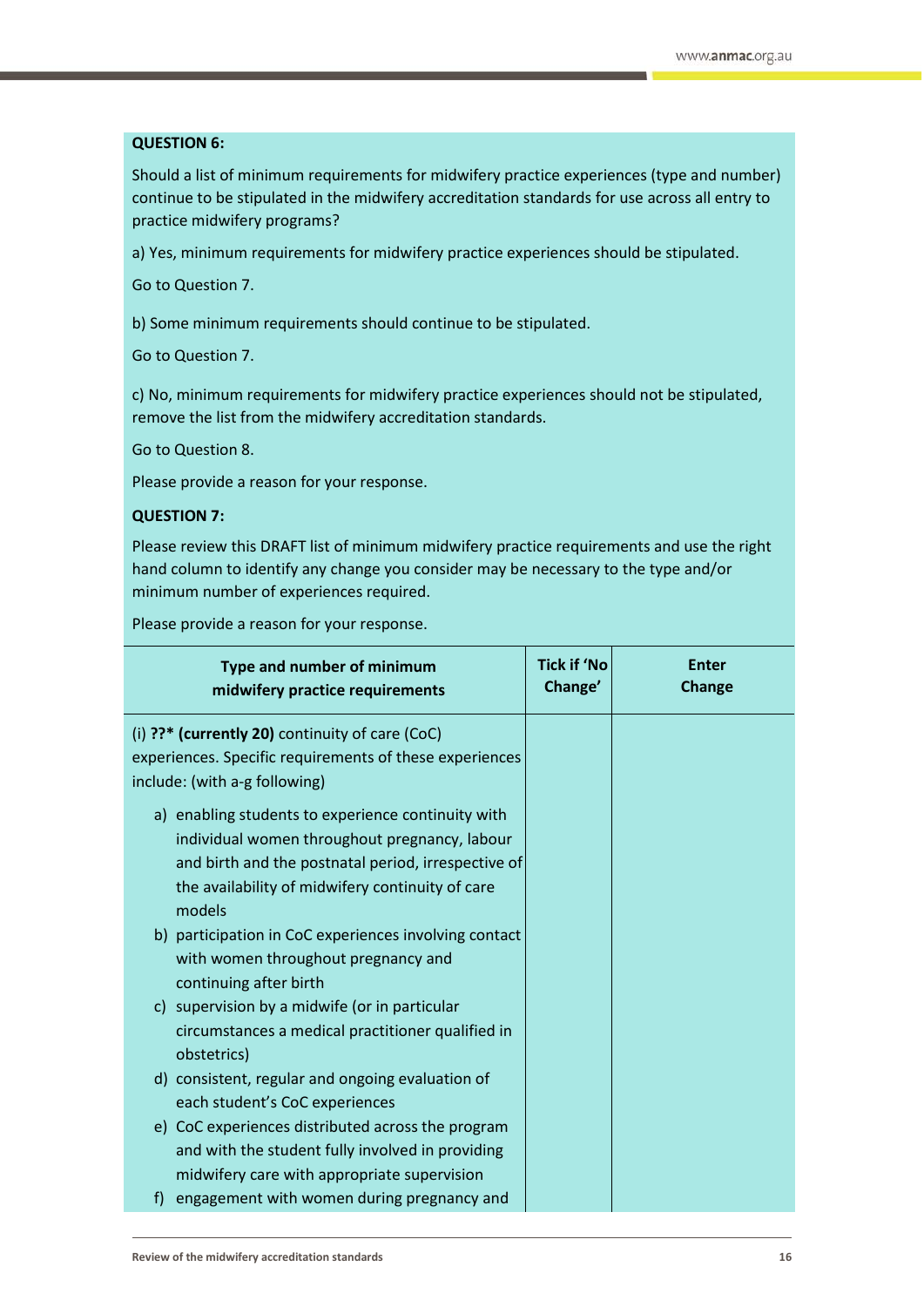**QUESTION 6:**

Should a list of minimum requirements for midwifery practice experiences (type and number) continue to be stipulated in the midwifery accreditation standards for use across all entry to practice midwifery programs?

a) Yes, minimum requirements for midwifery practice experiences should be stipulated.

Go to Question 7.

b) Some minimum requirements should continue to be stipulated.

Go to Question 7.

c) No, minimum requirements for midwifery practice experiences should not be stipulated, remove the list from the midwifery accreditation standards.

Go to Question 8.

Please provide a reason for your response.

**QUESTION 7:**

Please review this DRAFT list of minimum midwifery practice requirements and use the right hand column to identify any change you consider may be necessary to the type and/or minimum number of experiences required.

Please provide a reason for your response.

| Type and number of minimum midwifery practice requirements | Tick if 'No Change' | Enter Change |
|---|---|---|
| (i) **??* (currently 20)** continuity of care (CoC) experiences. Specific requirements of these experiences include: (with a-g following)<br>a) enabling students to experience continuity with individual women throughout pregnancy, labour and birth and the postnatal period, irrespective of the availability of midwifery continuity of care models<br>b) participation in CoC experiences involving contact with women throughout pregnancy and continuing after birth<br>c) supervision by a midwife (or in particular circumstances a medical practitioner qualified in obstetrics)<br>d) consistent, regular and ongoing evaluation of each student's CoC experiences<br>e) CoC experiences distributed across the program and with the student fully involved in providing midwifery care with appropriate supervision<br>f) engagement with women during pregnancy and | | |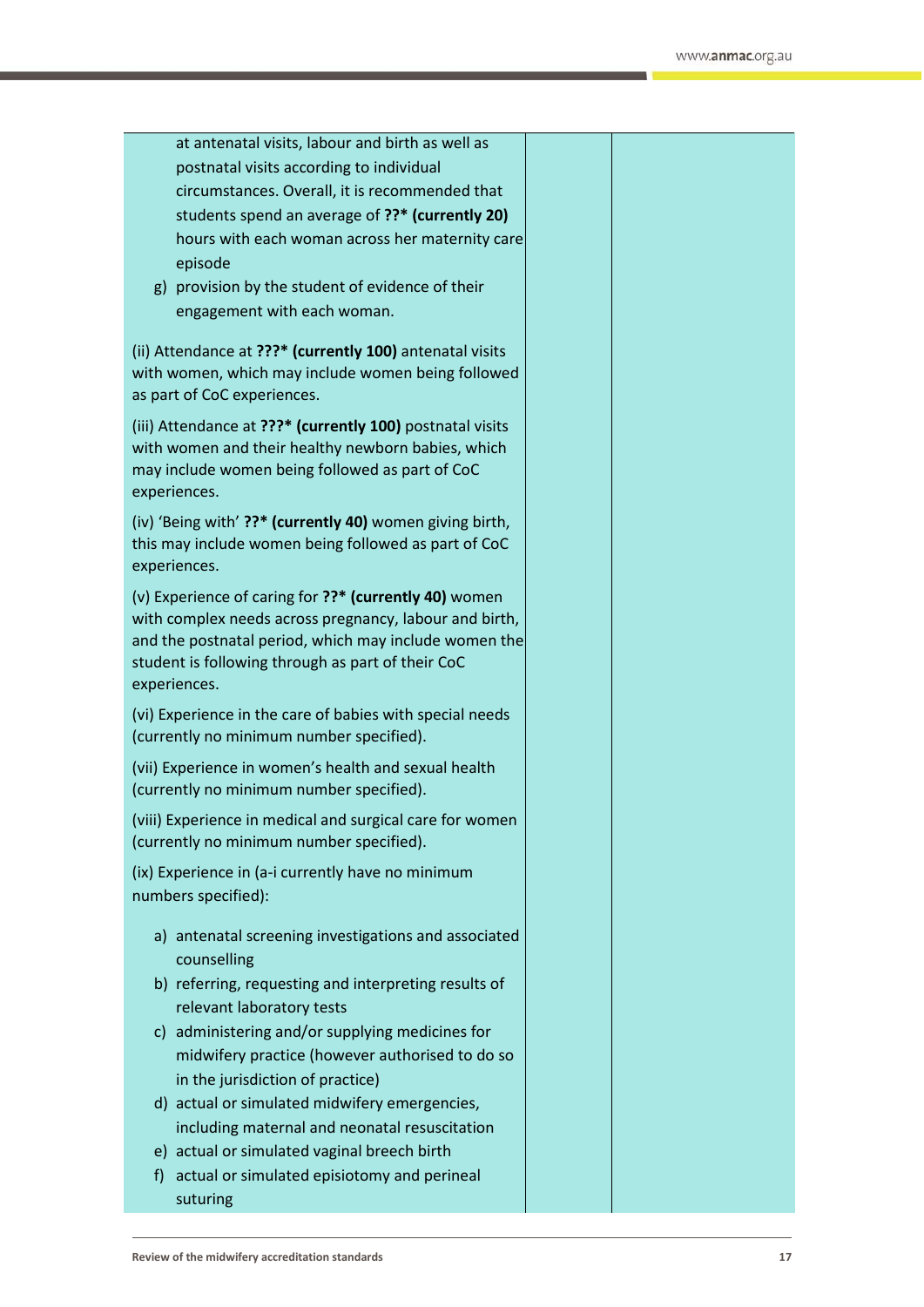| | | |
|---|---|---|
| at antenatal visits, labour and birth as well as postnatal visits according to individual circumstances. Overall, it is recommended that students spend an average of **??* (currently 20)** hours with each woman across her maternity care episode<br>g) provision by the student of evidence of their engagement with each woman.<br><br>(ii) Attendance at **???* (currently 100)** antenatal visits with women, which may include women being followed as part of CoC experiences.<br><br>(iii) Attendance at **???* (currently 100)** postnatal visits with women and their healthy newborn babies, which may include women being followed as part of CoC experiences.<br><br>(iv) 'Being with' **??* (currently 40)** women giving birth, this may include women being followed as part of CoC experiences.<br><br>(v) Experience of caring for **??* (currently 40)** women with complex needs across pregnancy, labour and birth, and the postnatal period, which may include women the student is following through as part of their CoC experiences.<br><br>(vi) Experience in the care of babies with special needs (currently no minimum number specified).<br><br>(vii) Experience in women's health and sexual health (currently no minimum number specified).<br><br>(viii) Experience in medical and surgical care for women (currently no minimum number specified).<br><br>(ix) Experience in (a-i currently have no minimum numbers specified):<br><br>a) antenatal screening investigations and associated counselling<br>b) referring, requesting and interpreting results of relevant laboratory tests<br>c) administering and/or supplying medicines for midwifery practice (however authorised to do so in the jurisdiction of practice)<br>d) actual or simulated midwifery emergencies, including maternal and neonatal resuscitation<br>e) actual or simulated vaginal breech birth<br>f) actual or simulated episiotomy and perineal suturing | | |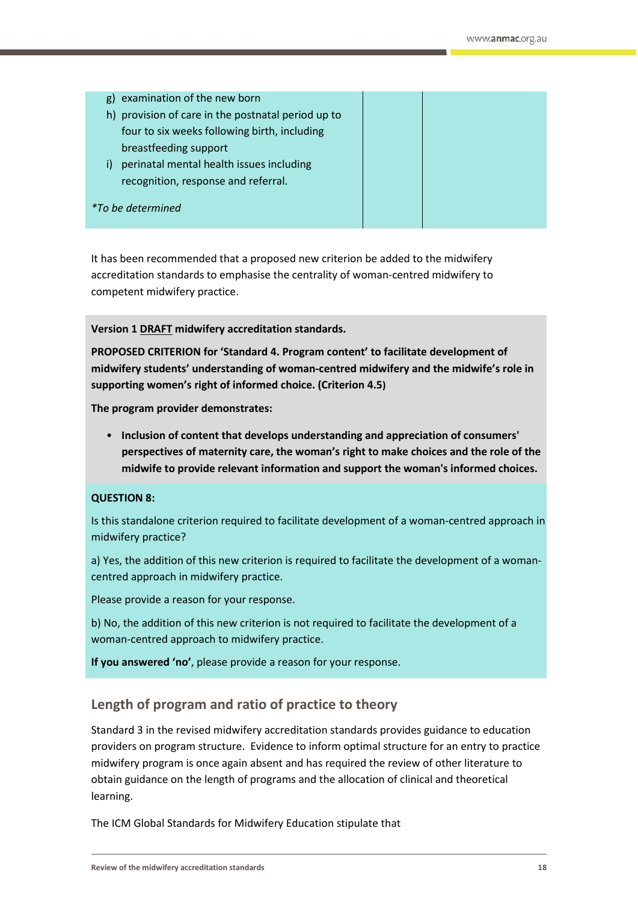| | | |
|---|---|---|
| g) examination of the new born<br>h) provision of care in the postnatal period up to four to six weeks following birth, including breastfeeding support<br>i) perinatal mental health issues including recognition, response and referral.<br><br>*\*To be determined* | | |

It has been recommended that a proposed new criterion be added to the midwifery accreditation standards to emphasise the centrality of woman-centred midwifery to competent midwifery practice.

**Version 1 DRAFT midwifery accreditation standards.**

**PROPOSED CRITERION for 'Standard 4. Program content' to facilitate development of midwifery students' understanding of woman-centred midwifery and the midwife's role in supporting women's right of informed choice. (Criterion 4.5)**

**The program provider demonstrates:**

- **Inclusion of content that develops understanding and appreciation of consumers' perspectives of maternity care, the woman's right to make choices and the role of the midwife to provide relevant information and support the woman's informed choices.**

**QUESTION 8:**

Is this standalone criterion required to facilitate development of a woman-centred approach in midwifery practice?

a) Yes, the addition of this new criterion is required to facilitate the development of a woman-centred approach in midwifery practice.

Please provide a reason for your response.

b) No, the addition of this new criterion is not required to facilitate the development of a woman-centred approach to midwifery practice.

**If you answered 'no'**, please provide a reason for your response.

## Length of program and ratio of practice to theory

Standard 3 in the revised midwifery accreditation standards provides guidance to education providers on program structure. Evidence to inform optimal structure for an entry to practice midwifery program is once again absent and has required the review of other literature to obtain guidance on the length of programs and the allocation of clinical and theoretical learning.

The ICM Global Standards for Midwifery Education stipulate that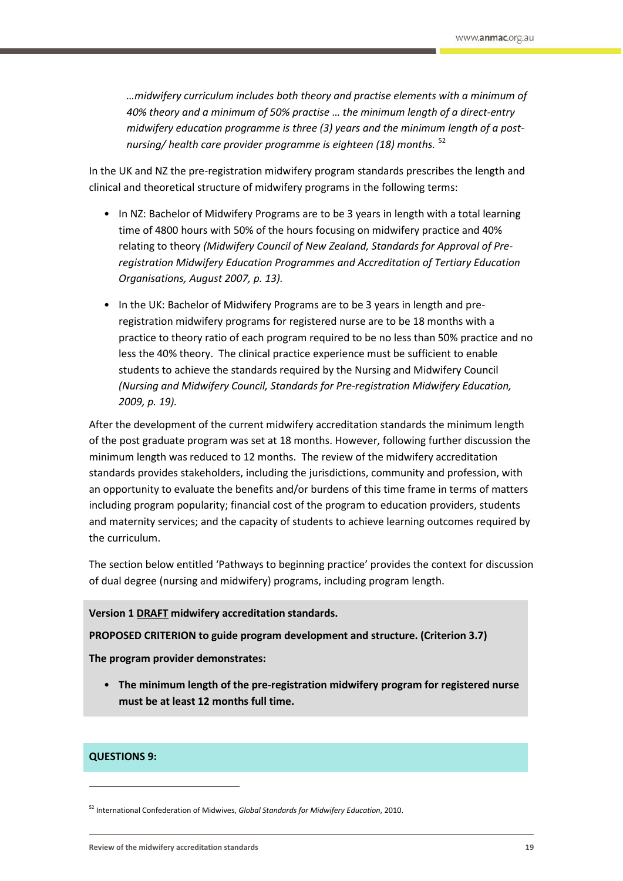*…midwifery curriculum includes both theory and practise elements with a minimum of 40% theory and a minimum of 50% practise … the minimum length of a direct-entry midwifery education programme is three (3) years and the minimum length of a post-nursing/ health care provider programme is eighteen (18) months.* [52]

In the UK and NZ the pre-registration midwifery program standards prescribes the length and clinical and theoretical structure of midwifery programs in the following terms:

- In NZ: Bachelor of Midwifery Programs are to be 3 years in length with a total learning time of 4800 hours with 50% of the hours focusing on midwifery practice and 40% relating to theory *(Midwifery Council of New Zealand, Standards for Approval of Pre-registration Midwifery Education Programmes and Accreditation of Tertiary Education Organisations, August 2007, p. 13).*
- In the UK: Bachelor of Midwifery Programs are to be 3 years in length and pre-registration midwifery programs for registered nurse are to be 18 months with a practice to theory ratio of each program required to be no less than 50% practice and no less the 40% theory. The clinical practice experience must be sufficient to enable students to achieve the standards required by the Nursing and Midwifery Council *(Nursing and Midwifery Council, Standards for Pre-registration Midwifery Education, 2009, p. 19).*

After the development of the current midwifery accreditation standards the minimum length of the post graduate program was set at 18 months. However, following further discussion the minimum length was reduced to 12 months. The review of the midwifery accreditation standards provides stakeholders, including the jurisdictions, community and profession, with an opportunity to evaluate the benefits and/or burdens of this time frame in terms of matters including program popularity; financial cost of the program to education providers, students and maternity services; and the capacity of students to achieve learning outcomes required by the curriculum.

The section below entitled 'Pathways to beginning practice' provides the context for discussion of dual degree (nursing and midwifery) programs, including program length.

**Version 1 DRAFT midwifery accreditation standards.**

**PROPOSED CRITERION to guide program development and structure. (Criterion 3.7)**

**The program provider demonstrates:**

- **The minimum length of the pre-registration midwifery program for registered nurse must be at least 12 months full time.**

**QUESTIONS 9:**

[52] International Confederation of Midwives, *Global Standards for Midwifery Education*, 2010.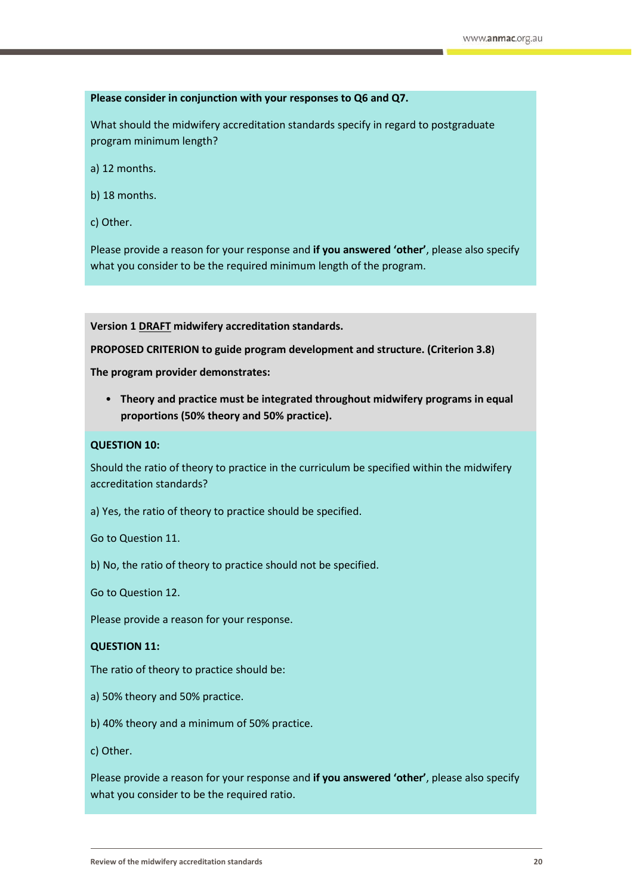**Please consider in conjunction with your responses to Q6 and Q7.**

What should the midwifery accreditation standards specify in regard to postgraduate program minimum length?

a) 12 months.

b) 18 months.

c) Other.

Please provide a reason for your response and **if you answered 'other'**, please also specify what you consider to be the required minimum length of the program.

**Version 1 DRAFT midwifery accreditation standards.**

**PROPOSED CRITERION to guide program development and structure. (Criterion 3.8)**

**The program provider demonstrates:**

- **Theory and practice must be integrated throughout midwifery programs in equal proportions (50% theory and 50% practice).**

**QUESTION 10:**

Should the ratio of theory to practice in the curriculum be specified within the midwifery accreditation standards?

a) Yes, the ratio of theory to practice should be specified.

Go to Question 11.

b) No, the ratio of theory to practice should not be specified.

Go to Question 12.

Please provide a reason for your response.

**QUESTION 11:**

The ratio of theory to practice should be:

a) 50% theory and 50% practice.

b) 40% theory and a minimum of 50% practice.

c) Other.

Please provide a reason for your response and **if you answered 'other'**, please also specify what you consider to be the required ratio.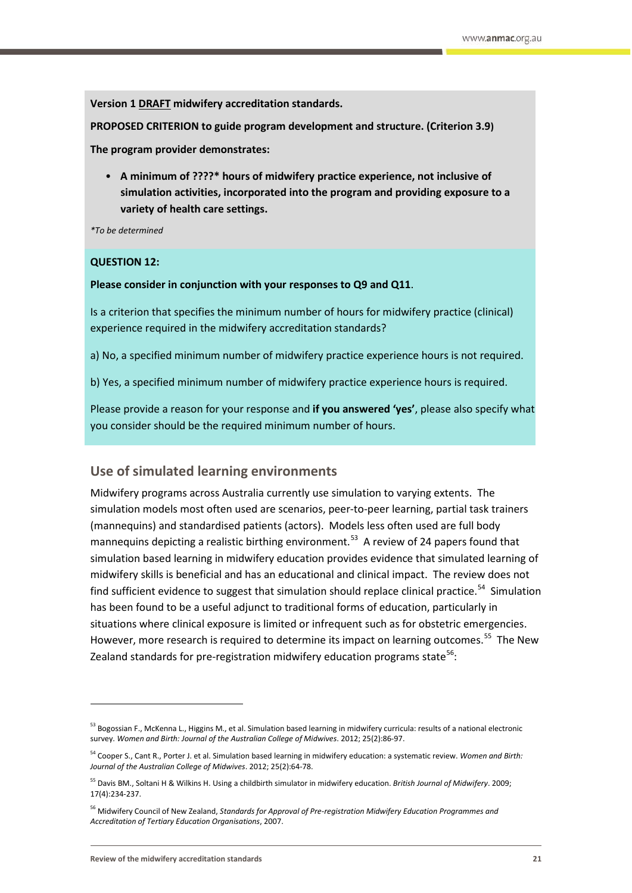**Version 1 DRAFT midwifery accreditation standards.**

**PROPOSED CRITERION to guide program development and structure. (Criterion 3.9)**

**The program provider demonstrates:**

- **A minimum of ????* hours of midwifery practice experience, not inclusive of simulation activities, incorporated into the program and providing exposure to a variety of health care settings.**

*To be determined

**QUESTION 12:**

**Please consider in conjunction with your responses to Q9 and Q11**.

Is a criterion that specifies the minimum number of hours for midwifery practice (clinical) experience required in the midwifery accreditation standards?

a) No, a specified minimum number of midwifery practice experience hours is not required.

b) Yes, a specified minimum number of midwifery practice experience hours is required.

Please provide a reason for your response and **if you answered 'yes'**, please also specify what you consider should be the required minimum number of hours.

## Use of simulated learning environments

Midwifery programs across Australia currently use simulation to varying extents. The simulation models most often used are scenarios, peer-to-peer learning, partial task trainers (mannequins) and standardised patients (actors). Models less often used are full body mannequins depicting a realistic birthing environment.[53] A review of 24 papers found that simulation based learning in midwifery education provides evidence that simulated learning of midwifery skills is beneficial and has an educational and clinical impact. The review does not find sufficient evidence to suggest that simulation should replace clinical practice.[54] Simulation has been found to be a useful adjunct to traditional forms of education, particularly in situations where clinical exposure is limited or infrequent such as for obstetric emergencies. However, more research is required to determine its impact on learning outcomes.[55] The New Zealand standards for pre-registration midwifery education programs state[56]:

---

[53] Bogossian F., McKenna L., Higgins M., et al. Simulation based learning in midwifery curricula: results of a national electronic survey. *Women and Birth: Journal of the Australian College of Midwives*. 2012; 25(2):86-97.

[54] Cooper S., Cant R., Porter J. et al. Simulation based learning in midwifery education: a systematic review. *Women and Birth: Journal of the Australian College of Midwives*. 2012; 25(2):64-78.

[55] Davis BM., Soltani H & Wilkins H. Using a childbirth simulator in midwifery education. *British Journal of Midwifery*. 2009; 17(4):234-237.

[56] Midwifery Council of New Zealand, *Standards for Approval of Pre-registration Midwifery Education Programmes and Accreditation of Tertiary Education Organisations*, 2007.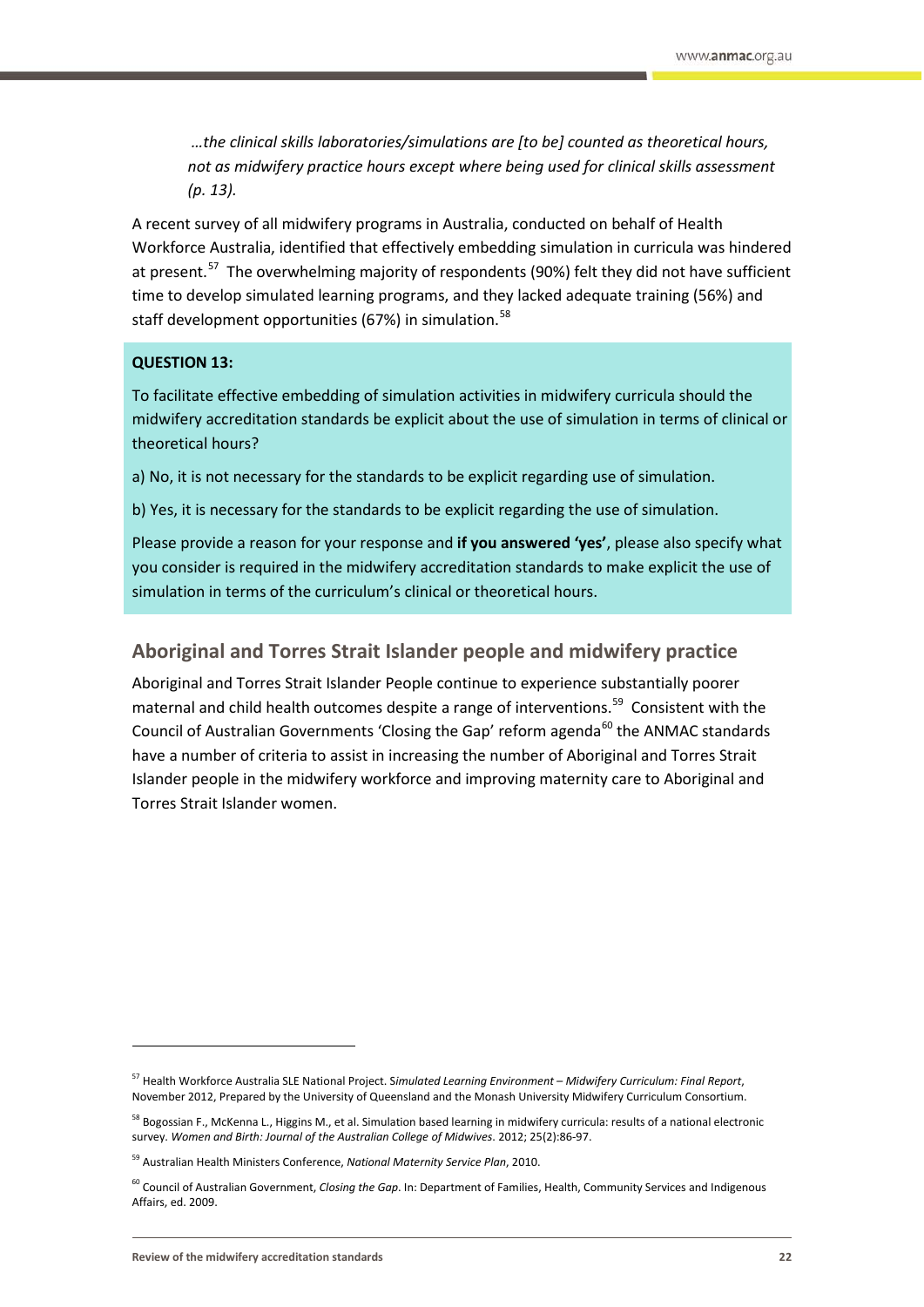> *…the clinical skills laboratories/simulations are [to be] counted as theoretical hours, not as midwifery practice hours except where being used for clinical skills assessment (p. 13).*

A recent survey of all midwifery programs in Australia, conducted on behalf of Health Workforce Australia, identified that effectively embedding simulation in curricula was hindered at present.[57] The overwhelming majority of respondents (90%) felt they did not have sufficient time to develop simulated learning programs, and they lacked adequate training (56%) and staff development opportunities (67%) in simulation.[58]

**QUESTION 13:**

To facilitate effective embedding of simulation activities in midwifery curricula should the midwifery accreditation standards be explicit about the use of simulation in terms of clinical or theoretical hours?

a) No, it is not necessary for the standards to be explicit regarding use of simulation.

b) Yes, it is necessary for the standards to be explicit regarding the use of simulation.

Please provide a reason for your response and **if you answered 'yes'**, please also specify what you consider is required in the midwifery accreditation standards to make explicit the use of simulation in terms of the curriculum's clinical or theoretical hours.

## Aboriginal and Torres Strait Islander people and midwifery practice

Aboriginal and Torres Strait Islander People continue to experience substantially poorer maternal and child health outcomes despite a range of interventions.[59] Consistent with the Council of Australian Governments 'Closing the Gap' reform agenda[60] the ANMAC standards have a number of criteria to assist in increasing the number of Aboriginal and Torres Strait Islander people in the midwifery workforce and improving maternity care to Aboriginal and Torres Strait Islander women.

---

[57] Health Workforce Australia SLE National Project. *Simulated Learning Environment – Midwifery Curriculum: Final Report*, November 2012, Prepared by the University of Queensland and the Monash University Midwifery Curriculum Consortium.

[58] Bogossian F., McKenna L., Higgins M., et al. Simulation based learning in midwifery curricula: results of a national electronic survey. *Women and Birth: Journal of the Australian College of Midwives*. 2012; 25(2):86-97.

[59] Australian Health Ministers Conference, *National Maternity Service Plan*, 2010.

[60] Council of Australian Government, *Closing the Gap*. In: Department of Families, Health, Community Services and Indigenous Affairs, ed. 2009.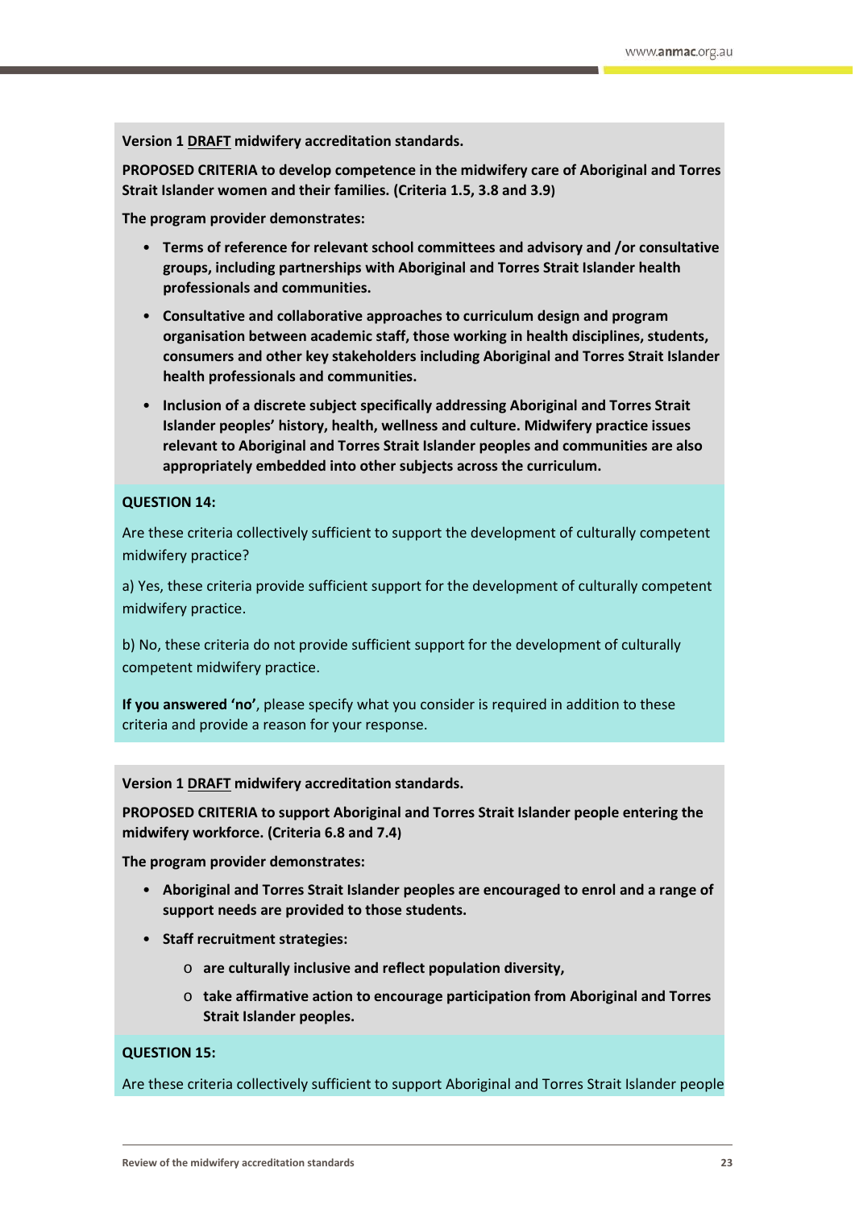**Version 1 DRAFT midwifery accreditation standards.**

**PROPOSED CRITERIA to develop competence in the midwifery care of Aboriginal and Torres Strait Islander women and their families. (Criteria 1.5, 3.8 and 3.9)**

**The program provider demonstrates:**

- **Terms of reference for relevant school committees and advisory and /or consultative groups, including partnerships with Aboriginal and Torres Strait Islander health professionals and communities.**
- **Consultative and collaborative approaches to curriculum design and program organisation between academic staff, those working in health disciplines, students, consumers and other key stakeholders including Aboriginal and Torres Strait Islander health professionals and communities.**
- **Inclusion of a discrete subject specifically addressing Aboriginal and Torres Strait Islander peoples' history, health, wellness and culture. Midwifery practice issues relevant to Aboriginal and Torres Strait Islander peoples and communities are also appropriately embedded into other subjects across the curriculum.**

**QUESTION 14:**

Are these criteria collectively sufficient to support the development of culturally competent midwifery practice?

a) Yes, these criteria provide sufficient support for the development of culturally competent midwifery practice.

b) No, these criteria do not provide sufficient support for the development of culturally competent midwifery practice.

**If you answered 'no'**, please specify what you consider is required in addition to these criteria and provide a reason for your response.

**Version 1 DRAFT midwifery accreditation standards.**

**PROPOSED CRITERIA to support Aboriginal and Torres Strait Islander people entering the midwifery workforce. (Criteria 6.8 and 7.4)**

**The program provider demonstrates:**

- **Aboriginal and Torres Strait Islander peoples are encouraged to enrol and a range of support needs are provided to those students.**
- **Staff recruitment strategies:**
  - **are culturally inclusive and reflect population diversity,**
  - **take affirmative action to encourage participation from Aboriginal and Torres Strait Islander peoples.**

**QUESTION 15:**

Are these criteria collectively sufficient to support Aboriginal and Torres Strait Islander people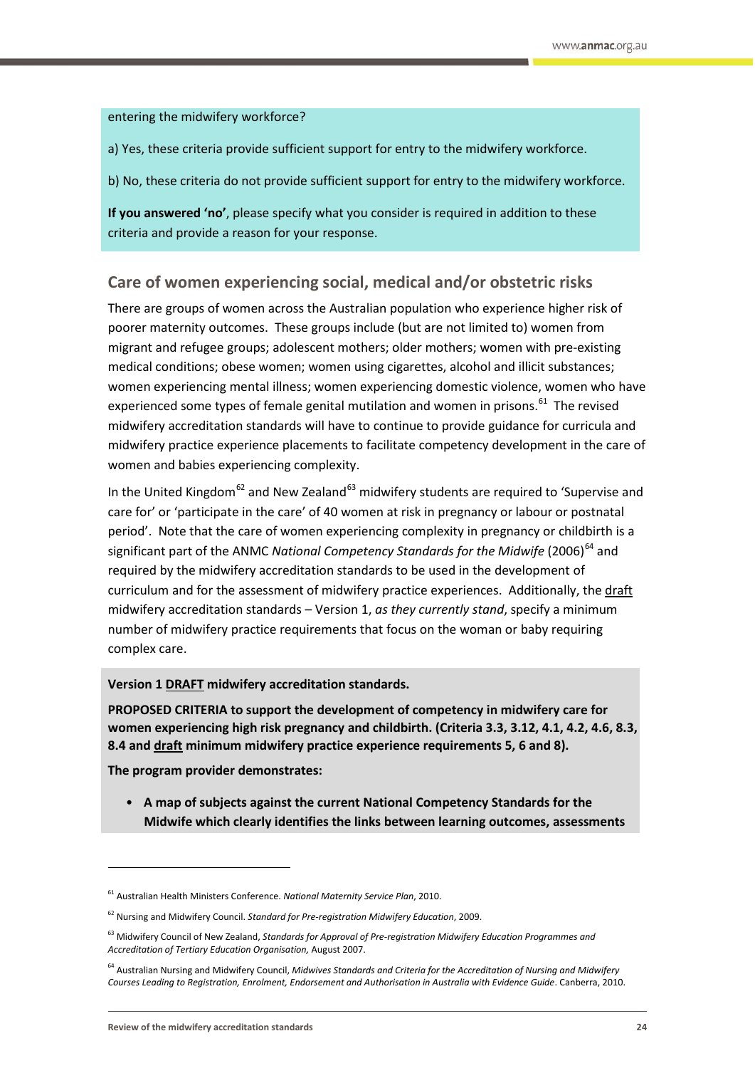entering the midwifery workforce?

a) Yes, these criteria provide sufficient support for entry to the midwifery workforce.

b) No, these criteria do not provide sufficient support for entry to the midwifery workforce.

**If you answered 'no'**, please specify what you consider is required in addition to these criteria and provide a reason for your response.

## Care of women experiencing social, medical and/or obstetric risks

There are groups of women across the Australian population who experience higher risk of poorer maternity outcomes. These groups include (but are not limited to) women from migrant and refugee groups; adolescent mothers; older mothers; women with pre-existing medical conditions; obese women; women using cigarettes, alcohol and illicit substances; women experiencing mental illness; women experiencing domestic violence, women who have experienced some types of female genital mutilation and women in prisons.[61] The revised midwifery accreditation standards will have to continue to provide guidance for curricula and midwifery practice experience placements to facilitate competency development in the care of women and babies experiencing complexity.

In the United Kingdom[62] and New Zealand[63] midwifery students are required to 'Supervise and care for' or 'participate in the care' of 40 women at risk in pregnancy or labour or postnatal period'. Note that the care of women experiencing complexity in pregnancy or childbirth is a significant part of the ANMC *National Competency Standards for the Midwife* (2006)[64] and required by the midwifery accreditation standards to be used in the development of curriculum and for the assessment of midwifery practice experiences. Additionally, the <u>draft</u> midwifery accreditation standards – Version 1, *as they currently stand*, specify a minimum number of midwifery practice requirements that focus on the woman or baby requiring complex care.

**Version 1 <u>DRAFT</u> midwifery accreditation standards.**

**PROPOSED CRITERIA to support the development of competency in midwifery care for women experiencing high risk pregnancy and childbirth. (Criteria 3.3, 3.12, 4.1, 4.2, 4.6, 8.3, 8.4 and <u>draft</u> minimum midwifery practice experience requirements 5, 6 and 8).**

**The program provider demonstrates:**

- **A map of subjects against the current National Competency Standards for the Midwife which clearly identifies the links between learning outcomes, assessments**

---

[61] Australian Health Ministers Conference. *National Maternity Service Plan*, 2010.

[62] Nursing and Midwifery Council. *Standard for Pre-registration Midwifery Education*, 2009.

[63] Midwifery Council of New Zealand, *Standards for Approval of Pre-registration Midwifery Education Programmes and Accreditation of Tertiary Education Organisation,* August 2007.

[64] Australian Nursing and Midwifery Council, *Midwives Standards and Criteria for the Accreditation of Nursing and Midwifery Courses Leading to Registration, Enrolment, Endorsement and Authorisation in Australia with Evidence Guide*. Canberra, 2010.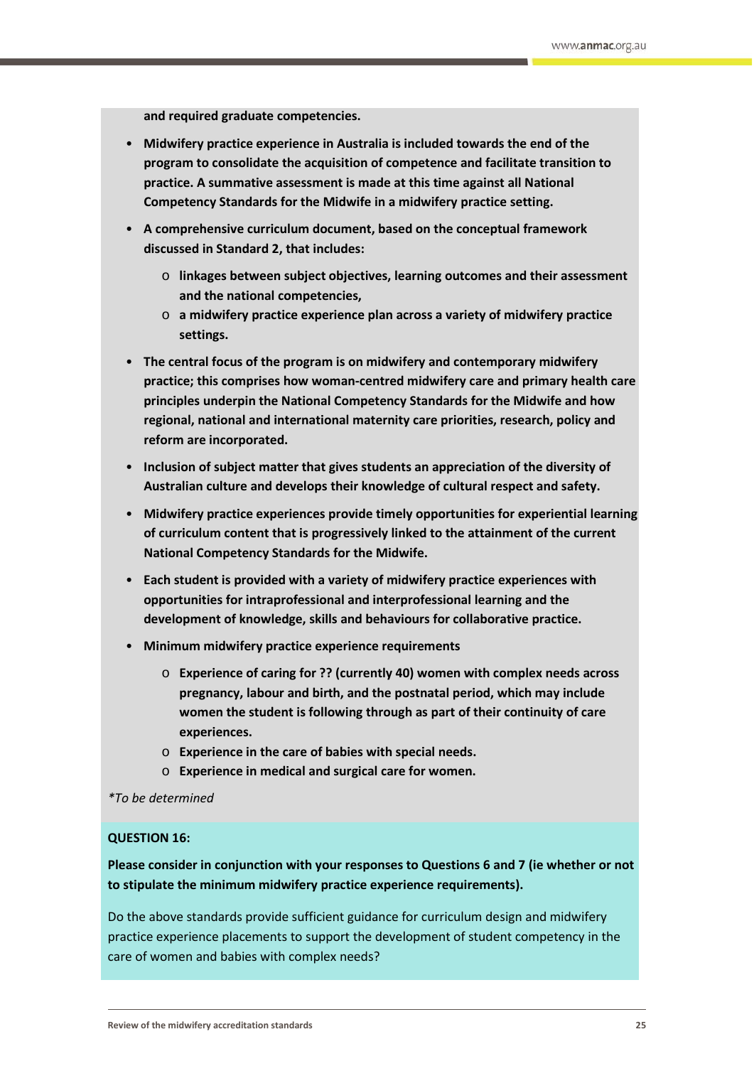**and required graduate competencies.**

- **Midwifery practice experience in Australia is included towards the end of the program to consolidate the acquisition of competence and facilitate transition to practice. A summative assessment is made at this time against all National Competency Standards for the Midwife in a midwifery practice setting.**
- **A comprehensive curriculum document, based on the conceptual framework discussed in Standard 2, that includes:**
  - **linkages between subject objectives, learning outcomes and their assessment and the national competencies,**
  - **a midwifery practice experience plan across a variety of midwifery practice settings.**
- **The central focus of the program is on midwifery and contemporary midwifery practice; this comprises how woman-centred midwifery care and primary health care principles underpin the National Competency Standards for the Midwife and how regional, national and international maternity care priorities, research, policy and reform are incorporated.**
- **Inclusion of subject matter that gives students an appreciation of the diversity of Australian culture and develops their knowledge of cultural respect and safety.**
- **Midwifery practice experiences provide timely opportunities for experiential learning of curriculum content that is progressively linked to the attainment of the current National Competency Standards for the Midwife.**
- **Each student is provided with a variety of midwifery practice experiences with opportunities for intraprofessional and interprofessional learning and the development of knowledge, skills and behaviours for collaborative practice.**
- **Minimum midwifery practice experience requirements**
  - **Experience of caring for ?? (currently 40) women with complex needs across pregnancy, labour and birth, and the postnatal period, which may include women the student is following through as part of their continuity of care experiences.**
  - **Experience in the care of babies with special needs.**
  - **Experience in medical and surgical care for women.**

*\*To be determined*

**QUESTION 16:**

**Please consider in conjunction with your responses to Questions 6 and 7 (ie whether or not to stipulate the minimum midwifery practice experience requirements).**

Do the above standards provide sufficient guidance for curriculum design and midwifery practice experience placements to support the development of student competency in the care of women and babies with complex needs?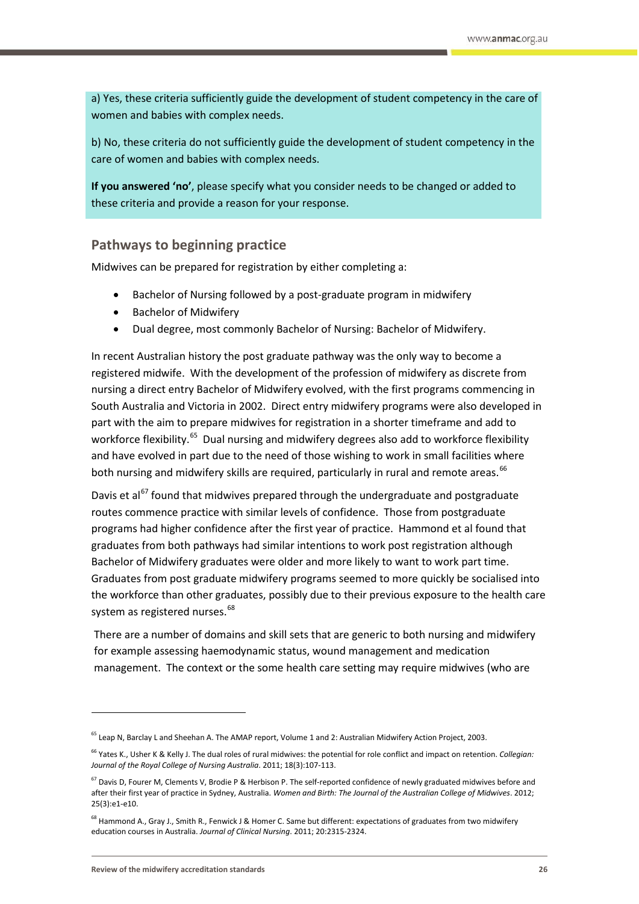a) Yes, these criteria sufficiently guide the development of student competency in the care of women and babies with complex needs.

b) No, these criteria do not sufficiently guide the development of student competency in the care of women and babies with complex needs.

**If you answered 'no'**, please specify what you consider needs to be changed or added to these criteria and provide a reason for your response.

## Pathways to beginning practice

Midwives can be prepared for registration by either completing a:

- Bachelor of Nursing followed by a post-graduate program in midwifery
- Bachelor of Midwifery
- Dual degree, most commonly Bachelor of Nursing: Bachelor of Midwifery.

In recent Australian history the post graduate pathway was the only way to become a registered midwife. With the development of the profession of midwifery as discrete from nursing a direct entry Bachelor of Midwifery evolved, with the first programs commencing in South Australia and Victoria in 2002. Direct entry midwifery programs were also developed in part with the aim to prepare midwives for registration in a shorter timeframe and add to workforce flexibility.[65] Dual nursing and midwifery degrees also add to workforce flexibility and have evolved in part due to the need of those wishing to work in small facilities where both nursing and midwifery skills are required, particularly in rural and remote areas.[66]

Davis et al[67] found that midwives prepared through the undergraduate and postgraduate routes commence practice with similar levels of confidence. Those from postgraduate programs had higher confidence after the first year of practice. Hammond et al found that graduates from both pathways had similar intentions to work post registration although Bachelor of Midwifery graduates were older and more likely to want to work part time. Graduates from post graduate midwifery programs seemed to more quickly be socialised into the workforce than other graduates, possibly due to their previous exposure to the health care system as registered nurses.[68]

There are a number of domains and skill sets that are generic to both nursing and midwifery for example assessing haemodynamic status, wound management and medication management. The context or the some health care setting may require midwives (who are

---

[65] Leap N, Barclay L and Sheehan A. The AMAP report, Volume 1 and 2: Australian Midwifery Action Project, 2003.

[66] Yates K., Usher K & Kelly J. The dual roles of rural midwives: the potential for role conflict and impact on retention. *Collegian: Journal of the Royal College of Nursing Australia*. 2011; 18(3):107-113.

[67] Davis D, Fourer M, Clements V, Brodie P & Herbison P. The self-reported confidence of newly graduated midwives before and after their first year of practice in Sydney, Australia. *Women and Birth: The Journal of the Australian College of Midwives*. 2012; 25(3):e1-e10.

[68] Hammond A., Gray J., Smith R., Fenwick J & Homer C. Same but different: expectations of graduates from two midwifery education courses in Australia. *Journal of Clinical Nursing*. 2011; 20:2315-2324.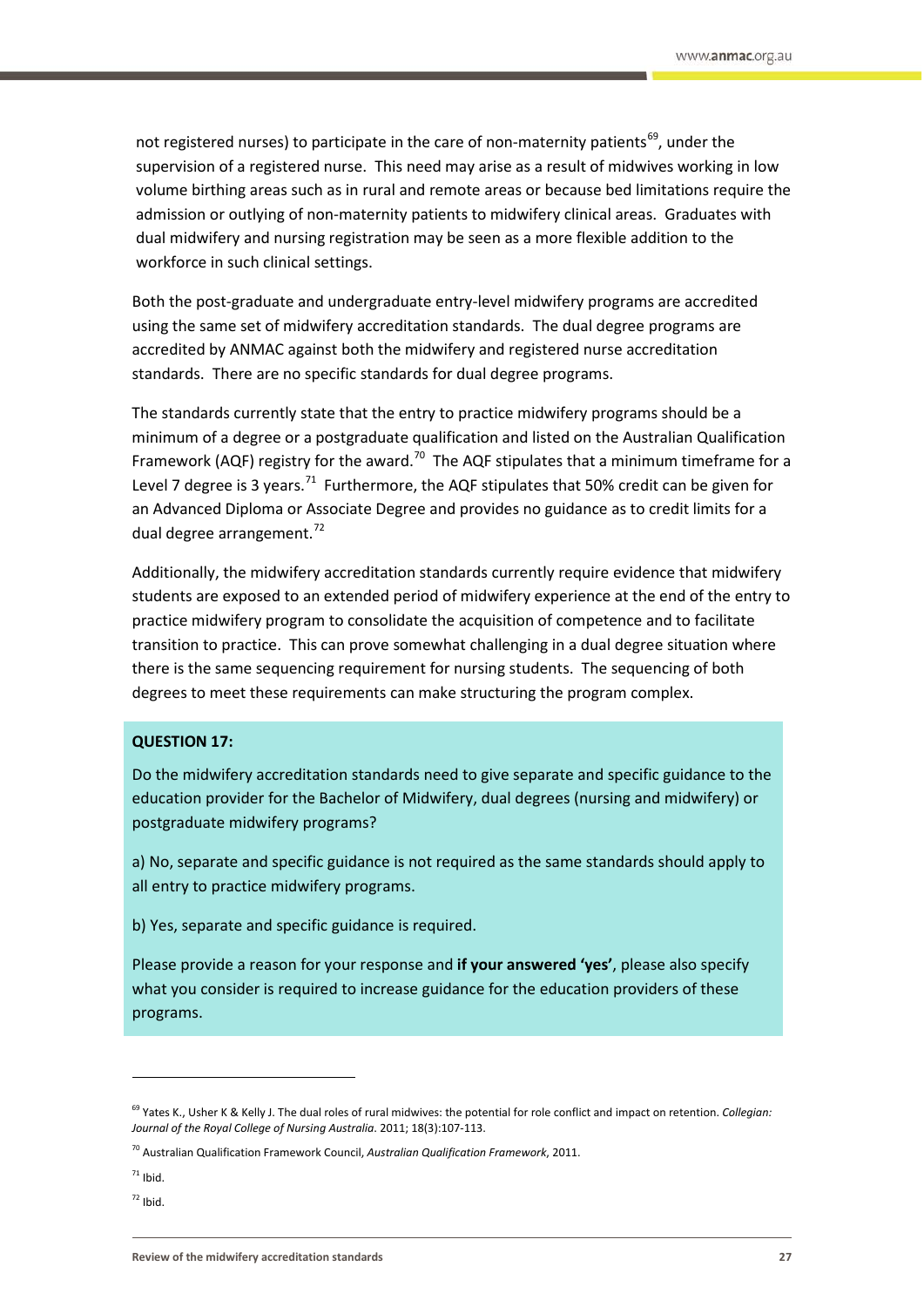not registered nurses) to participate in the care of non-maternity patients[69], under the supervision of a registered nurse. This need may arise as a result of midwives working in low volume birthing areas such as in rural and remote areas or because bed limitations require the admission or outlying of non-maternity patients to midwifery clinical areas. Graduates with dual midwifery and nursing registration may be seen as a more flexible addition to the workforce in such clinical settings.

Both the post-graduate and undergraduate entry-level midwifery programs are accredited using the same set of midwifery accreditation standards. The dual degree programs are accredited by ANMAC against both the midwifery and registered nurse accreditation standards. There are no specific standards for dual degree programs.

The standards currently state that the entry to practice midwifery programs should be a minimum of a degree or a postgraduate qualification and listed on the Australian Qualification Framework (AQF) registry for the award.[70] The AQF stipulates that a minimum timeframe for a Level 7 degree is 3 years.[71] Furthermore, the AQF stipulates that 50% credit can be given for an Advanced Diploma or Associate Degree and provides no guidance as to credit limits for a dual degree arrangement.[72]

Additionally, the midwifery accreditation standards currently require evidence that midwifery students are exposed to an extended period of midwifery experience at the end of the entry to practice midwifery program to consolidate the acquisition of competence and to facilitate transition to practice. This can prove somewhat challenging in a dual degree situation where there is the same sequencing requirement for nursing students. The sequencing of both degrees to meet these requirements can make structuring the program complex.

**QUESTION 17:**

Do the midwifery accreditation standards need to give separate and specific guidance to the education provider for the Bachelor of Midwifery, dual degrees (nursing and midwifery) or postgraduate midwifery programs?

a) No, separate and specific guidance is not required as the same standards should apply to all entry to practice midwifery programs.

b) Yes, separate and specific guidance is required.

Please provide a reason for your response and **if your answered 'yes'**, please also specify what you consider is required to increase guidance for the education providers of these programs.

---

[69] Yates K., Usher K & Kelly J. The dual roles of rural midwives: the potential for role conflict and impact on retention. *Collegian: Journal of the Royal College of Nursing Australia*. 2011; 18(3):107-113.

[70] Australian Qualification Framework Council, *Australian Qualification Framework*, 2011.

[71] Ibid.

[72] Ibid.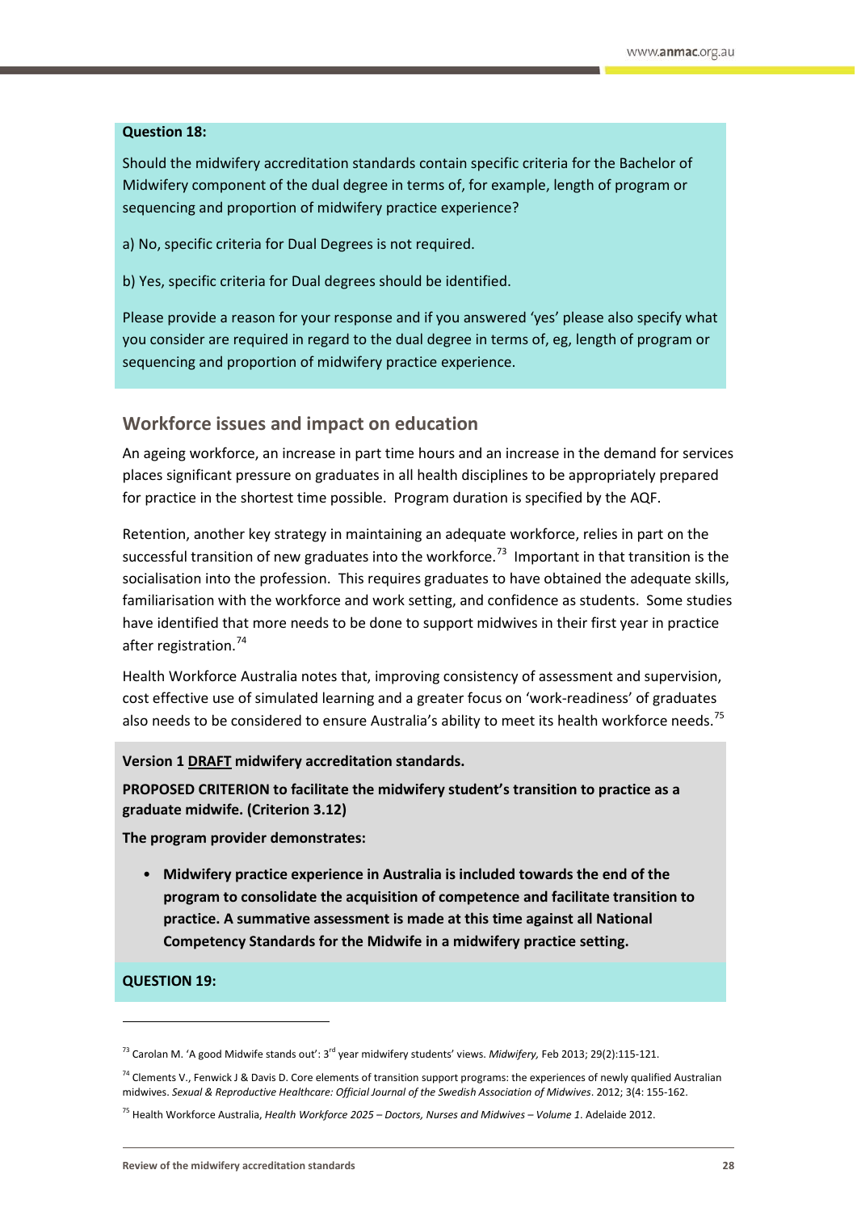**Question 18:**

Should the midwifery accreditation standards contain specific criteria for the Bachelor of Midwifery component of the dual degree in terms of, for example, length of program or sequencing and proportion of midwifery practice experience?

a) No, specific criteria for Dual Degrees is not required.

b) Yes, specific criteria for Dual degrees should be identified.

Please provide a reason for your response and if you answered 'yes' please also specify what you consider are required in regard to the dual degree in terms of, eg, length of program or sequencing and proportion of midwifery practice experience.

## Workforce issues and impact on education

An ageing workforce, an increase in part time hours and an increase in the demand for services places significant pressure on graduates in all health disciplines to be appropriately prepared for practice in the shortest time possible. Program duration is specified by the AQF.

Retention, another key strategy in maintaining an adequate workforce, relies in part on the successful transition of new graduates into the workforce.[73] Important in that transition is the socialisation into the profession. This requires graduates to have obtained the adequate skills, familiarisation with the workforce and work setting, and confidence as students. Some studies have identified that more needs to be done to support midwives in their first year in practice after registration.[74]

Health Workforce Australia notes that, improving consistency of assessment and supervision, cost effective use of simulated learning and a greater focus on 'work-readiness' of graduates also needs to be considered to ensure Australia's ability to meet its health workforce needs.[75]

**Version 1 DRAFT midwifery accreditation standards.**

**PROPOSED CRITERION to facilitate the midwifery student's transition to practice as a graduate midwife. (Criterion 3.12)**

**The program provider demonstrates:**

- **Midwifery practice experience in Australia is included towards the end of the program to consolidate the acquisition of competence and facilitate transition to practice. A summative assessment is made at this time against all National Competency Standards for the Midwife in a midwifery practice setting.**

**QUESTION 19:**

---

[73] Carolan M. 'A good Midwife stands out': 3rd year midwifery students' views. *Midwifery,* Feb 2013; 29(2):115-121.

[74] Clements V., Fenwick J & Davis D. Core elements of transition support programs: the experiences of newly qualified Australian midwives. *Sexual & Reproductive Healthcare: Official Journal of the Swedish Association of Midwives*. 2012; 3(4: 155-162.

[75] Health Workforce Australia, *Health Workforce 2025 – Doctors, Nurses and Midwives – Volume 1*. Adelaide 2012.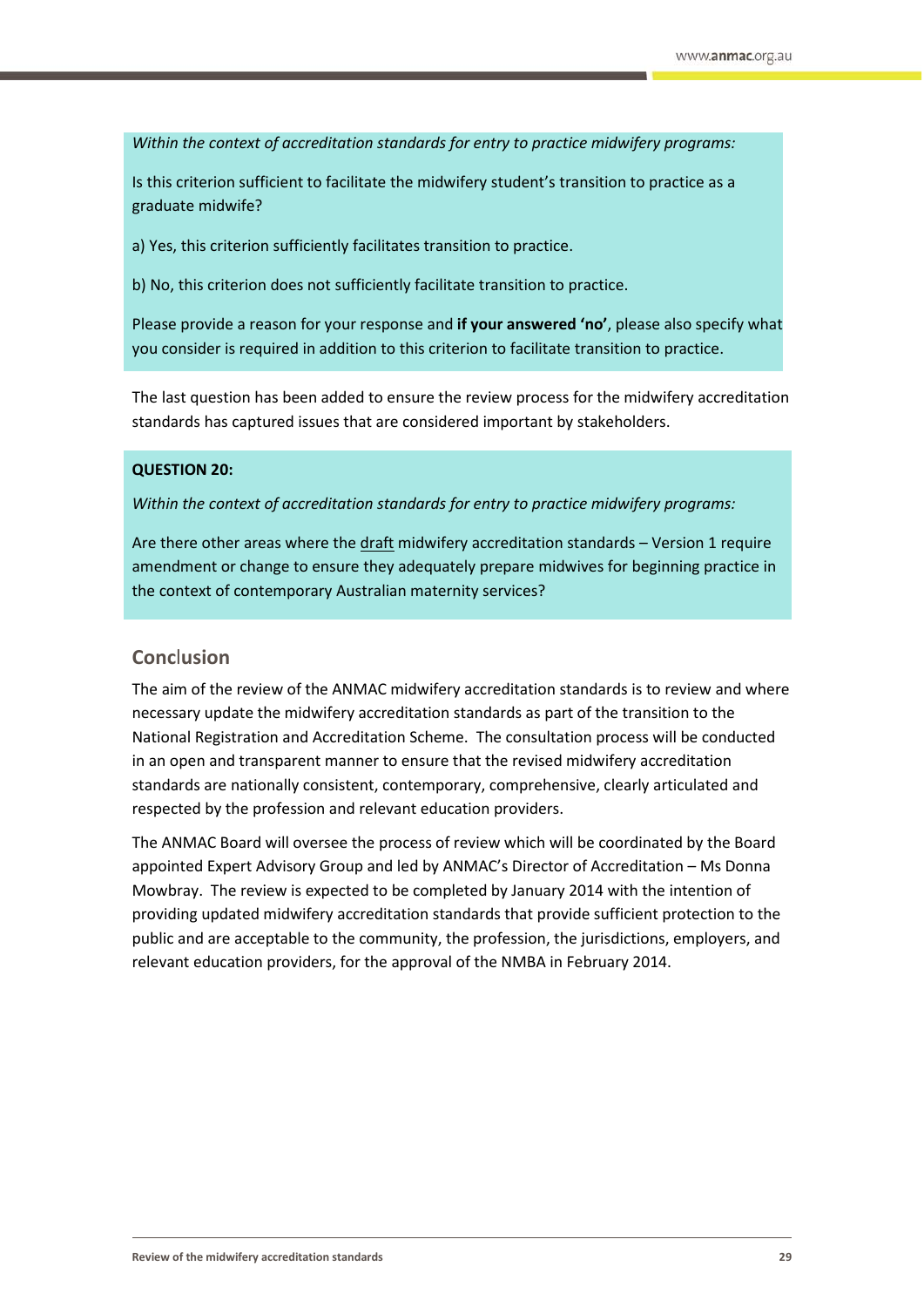*Within the context of accreditation standards for entry to practice midwifery programs:*

Is this criterion sufficient to facilitate the midwifery student's transition to practice as a graduate midwife?

a) Yes, this criterion sufficiently facilitates transition to practice.

b) No, this criterion does not sufficiently facilitate transition to practice.

Please provide a reason for your response and **if your answered 'no'**, please also specify what you consider is required in addition to this criterion to facilitate transition to practice.

The last question has been added to ensure the review process for the midwifery accreditation standards has captured issues that are considered important by stakeholders.

**QUESTION 20:**

*Within the context of accreditation standards for entry to practice midwifery programs:*

Are there other areas where the draft midwifery accreditation standards – Version 1 require amendment or change to ensure they adequately prepare midwives for beginning practice in the context of contemporary Australian maternity services?

## Conclusion

The aim of the review of the ANMAC midwifery accreditation standards is to review and where necessary update the midwifery accreditation standards as part of the transition to the National Registration and Accreditation Scheme. The consultation process will be conducted in an open and transparent manner to ensure that the revised midwifery accreditation standards are nationally consistent, contemporary, comprehensive, clearly articulated and respected by the profession and relevant education providers.

The ANMAC Board will oversee the process of review which will be coordinated by the Board appointed Expert Advisory Group and led by ANMAC's Director of Accreditation – Ms Donna Mowbray. The review is expected to be completed by January 2014 with the intention of providing updated midwifery accreditation standards that provide sufficient protection to the public and are acceptable to the community, the profession, the jurisdictions, employers, and relevant education providers, for the approval of the NMBA in February 2014.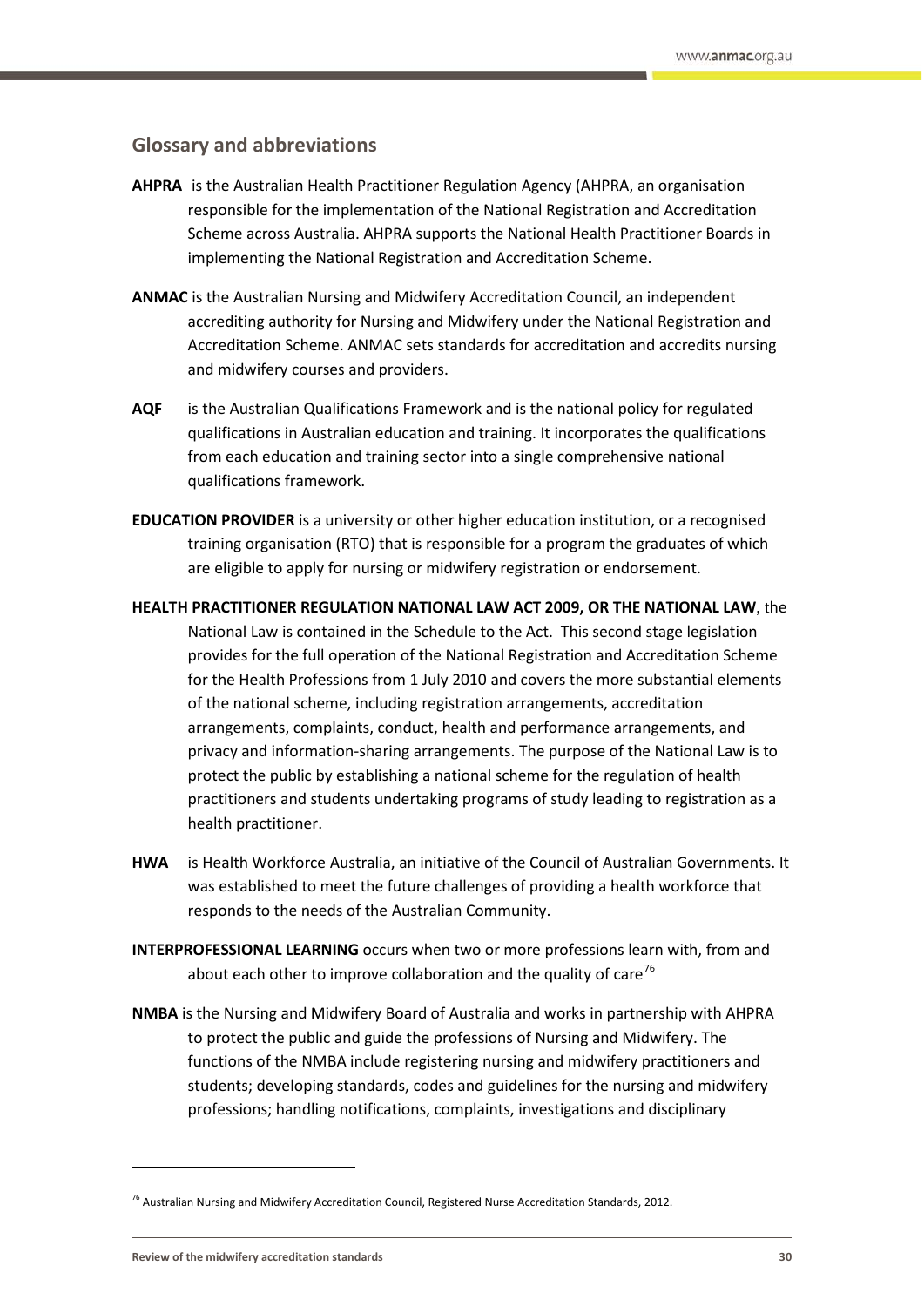## Glossary and abbreviations

**AHPRA** is the Australian Health Practitioner Regulation Agency (AHPRA, an organisation responsible for the implementation of the National Registration and Accreditation Scheme across Australia. AHPRA supports the National Health Practitioner Boards in implementing the National Registration and Accreditation Scheme.

**ANMAC** is the Australian Nursing and Midwifery Accreditation Council, an independent accrediting authority for Nursing and Midwifery under the National Registration and Accreditation Scheme. ANMAC sets standards for accreditation and accredits nursing and midwifery courses and providers.

**AQF** is the Australian Qualifications Framework and is the national policy for regulated qualifications in Australian education and training. It incorporates the qualifications from each education and training sector into a single comprehensive national qualifications framework.

**EDUCATION PROVIDER** is a university or other higher education institution, or a recognised training organisation (RTO) that is responsible for a program the graduates of which are eligible to apply for nursing or midwifery registration or endorsement.

**HEALTH PRACTITIONER REGULATION NATIONAL LAW ACT 2009, OR THE NATIONAL LAW**, the National Law is contained in the Schedule to the Act. This second stage legislation provides for the full operation of the National Registration and Accreditation Scheme for the Health Professions from 1 July 2010 and covers the more substantial elements of the national scheme, including registration arrangements, accreditation arrangements, complaints, conduct, health and performance arrangements, and privacy and information-sharing arrangements. The purpose of the National Law is to protect the public by establishing a national scheme for the regulation of health practitioners and students undertaking programs of study leading to registration as a health practitioner.

**HWA** is Health Workforce Australia, an initiative of the Council of Australian Governments. It was established to meet the future challenges of providing a health workforce that responds to the needs of the Australian Community.

**INTERPROFESSIONAL LEARNING** occurs when two or more professions learn with, from and about each other to improve collaboration and the quality of care[76]

**NMBA** is the Nursing and Midwifery Board of Australia and works in partnership with AHPRA to protect the public and guide the professions of Nursing and Midwifery. The functions of the NMBA include registering nursing and midwifery practitioners and students; developing standards, codes and guidelines for the nursing and midwifery professions; handling notifications, complaints, investigations and disciplinary

---

[76] Australian Nursing and Midwifery Accreditation Council, Registered Nurse Accreditation Standards, 2012.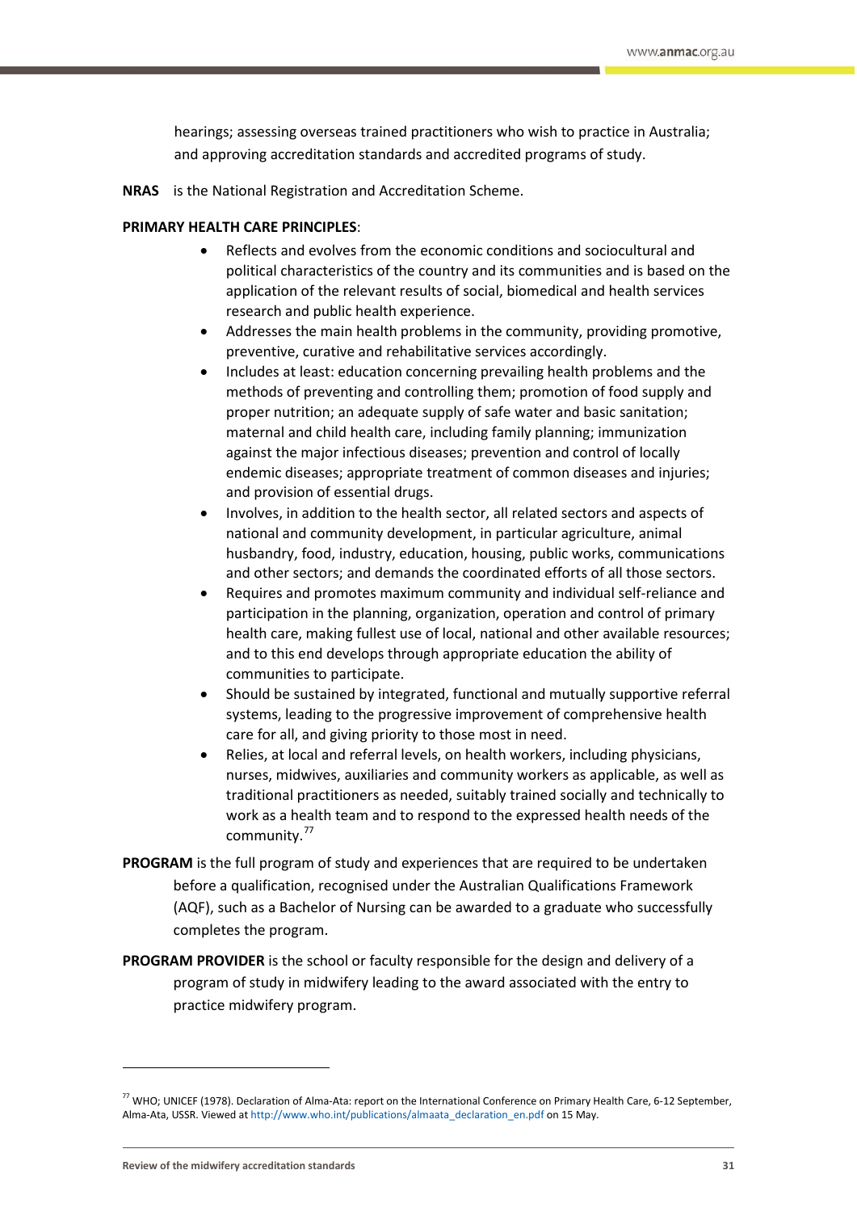hearings; assessing overseas trained practitioners who wish to practice in Australia; and approving accreditation standards and accredited programs of study.

**NRAS** is the National Registration and Accreditation Scheme.

**PRIMARY HEALTH CARE PRINCIPLES**:

- Reflects and evolves from the economic conditions and sociocultural and political characteristics of the country and its communities and is based on the application of the relevant results of social, biomedical and health services research and public health experience.
- Addresses the main health problems in the community, providing promotive, preventive, curative and rehabilitative services accordingly.
- Includes at least: education concerning prevailing health problems and the methods of preventing and controlling them; promotion of food supply and proper nutrition; an adequate supply of safe water and basic sanitation; maternal and child health care, including family planning; immunization against the major infectious diseases; prevention and control of locally endemic diseases; appropriate treatment of common diseases and injuries; and provision of essential drugs.
- Involves, in addition to the health sector, all related sectors and aspects of national and community development, in particular agriculture, animal husbandry, food, industry, education, housing, public works, communications and other sectors; and demands the coordinated efforts of all those sectors.
- Requires and promotes maximum community and individual self-reliance and participation in the planning, organization, operation and control of primary health care, making fullest use of local, national and other available resources; and to this end develops through appropriate education the ability of communities to participate.
- Should be sustained by integrated, functional and mutually supportive referral systems, leading to the progressive improvement of comprehensive health care for all, and giving priority to those most in need.
- Relies, at local and referral levels, on health workers, including physicians, nurses, midwives, auxiliaries and community workers as applicable, as well as traditional practitioners as needed, suitably trained socially and technically to work as a health team and to respond to the expressed health needs of the community.[77]

**PROGRAM** is the full program of study and experiences that are required to be undertaken before a qualification, recognised under the Australian Qualifications Framework (AQF), such as a Bachelor of Nursing can be awarded to a graduate who successfully completes the program.

**PROGRAM PROVIDER** is the school or faculty responsible for the design and delivery of a program of study in midwifery leading to the award associated with the entry to practice midwifery program.

[77] WHO; UNICEF (1978). Declaration of Alma-Ata: report on the International Conference on Primary Health Care, 6-12 September, Alma-Ata, USSR. Viewed at http://www.who.int/publications/almaata_declaration_en.pdf on 15 May.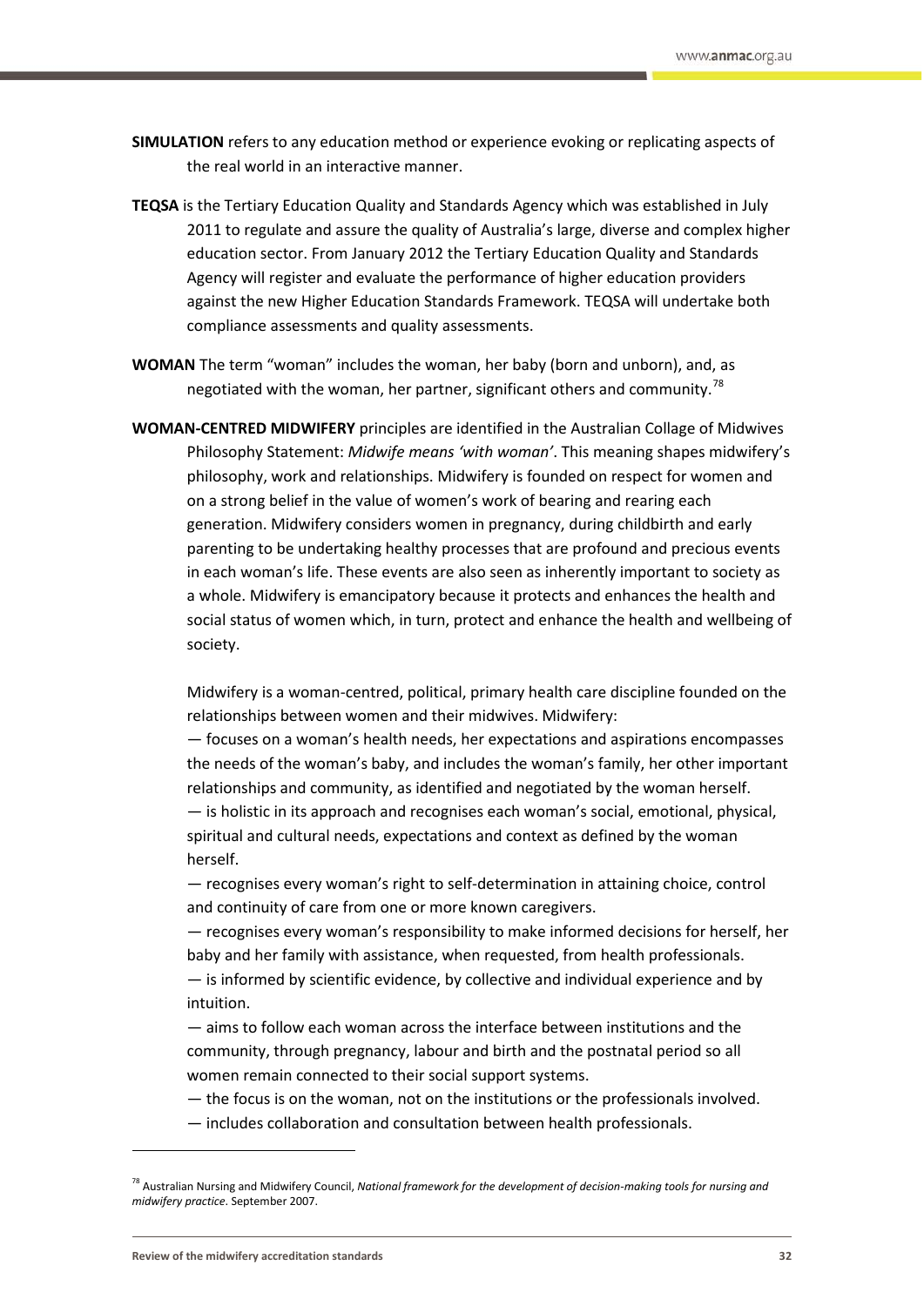**SIMULATION** refers to any education method or experience evoking or replicating aspects of the real world in an interactive manner.

**TEQSA** is the Tertiary Education Quality and Standards Agency which was established in July 2011 to regulate and assure the quality of Australia's large, diverse and complex higher education sector. From January 2012 the Tertiary Education Quality and Standards Agency will register and evaluate the performance of higher education providers against the new Higher Education Standards Framework. TEQSA will undertake both compliance assessments and quality assessments.

**WOMAN** The term "woman" includes the woman, her baby (born and unborn), and, as negotiated with the woman, her partner, significant others and community.[78]

**WOMAN-CENTRED MIDWIFERY** principles are identified in the Australian Collage of Midwives Philosophy Statement: *Midwife means 'with woman'*. This meaning shapes midwifery's philosophy, work and relationships. Midwifery is founded on respect for women and on a strong belief in the value of women's work of bearing and rearing each generation. Midwifery considers women in pregnancy, during childbirth and early parenting to be undertaking healthy processes that are profound and precious events in each woman's life. These events are also seen as inherently important to society as a whole. Midwifery is emancipatory because it protects and enhances the health and social status of women which, in turn, protect and enhance the health and wellbeing of society.

Midwifery is a woman-centred, political, primary health care discipline founded on the relationships between women and their midwives. Midwifery:

— focuses on a woman's health needs, her expectations and aspirations encompasses the needs of the woman's baby, and includes the woman's family, her other important relationships and community, as identified and negotiated by the woman herself.

— is holistic in its approach and recognises each woman's social, emotional, physical, spiritual and cultural needs, expectations and context as defined by the woman herself.

— recognises every woman's right to self-determination in attaining choice, control and continuity of care from one or more known caregivers.

— recognises every woman's responsibility to make informed decisions for herself, her baby and her family with assistance, when requested, from health professionals.

— is informed by scientific evidence, by collective and individual experience and by intuition.

— aims to follow each woman across the interface between institutions and the community, through pregnancy, labour and birth and the postnatal period so all women remain connected to their social support systems.

— the focus is on the woman, not on the institutions or the professionals involved.

— includes collaboration and consultation between health professionals.

[78] Australian Nursing and Midwifery Council, *National framework for the development of decision-making tools for nursing and midwifery practice*. September 2007.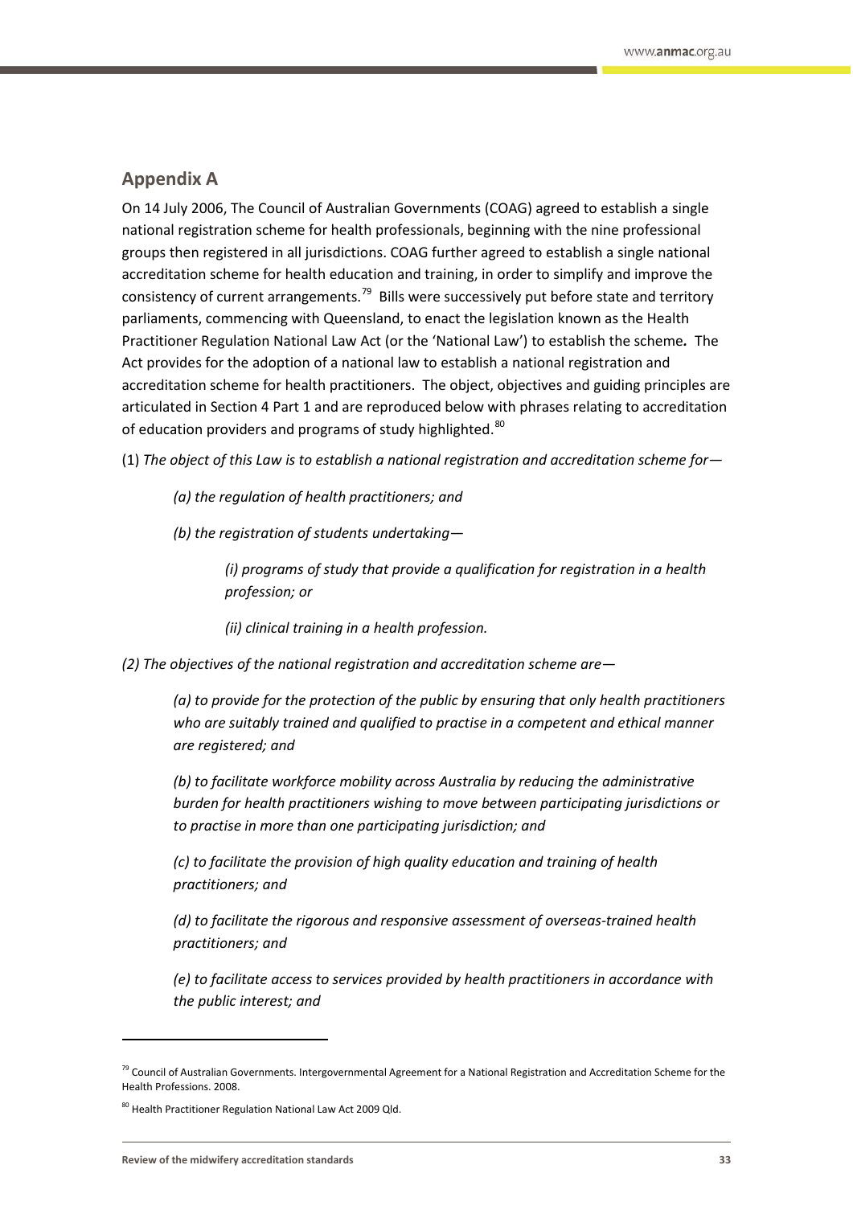## Appendix A

On 14 July 2006, The Council of Australian Governments (COAG) agreed to establish a single national registration scheme for health professionals, beginning with the nine professional groups then registered in all jurisdictions. COAG further agreed to establish a single national accreditation scheme for health education and training, in order to simplify and improve the consistency of current arrangements.[79] Bills were successively put before state and territory parliaments, commencing with Queensland, to enact the legislation known as the Health Practitioner Regulation National Law Act (or the 'National Law') to establish the scheme**.** The Act provides for the adoption of a national law to establish a national registration and accreditation scheme for health practitioners. The object, objectives and guiding principles are articulated in Section 4 Part 1 and are reproduced below with phrases relating to accreditation of education providers and programs of study highlighted.[80]

(1) *The object of this Law is to establish a national registration and accreditation scheme for—*

> *(a) the regulation of health practitioners; and*
>
> *(b) the registration of students undertaking—*
>
> > *(i) programs of study that provide a qualification for registration in a health profession; or*
> >
> > *(ii) clinical training in a health profession.*

*(2) The objectives of the national registration and accreditation scheme are—*

> *(a) to provide for the protection of the public by ensuring that only health practitioners who are suitably trained and qualified to practise in a competent and ethical manner are registered; and*
>
> *(b) to facilitate workforce mobility across Australia by reducing the administrative burden for health practitioners wishing to move between participating jurisdictions or to practise in more than one participating jurisdiction; and*
>
> *(c) to facilitate the provision of high quality education and training of health practitioners; and*
>
> *(d) to facilitate the rigorous and responsive assessment of overseas-trained health practitioners; and*
>
> *(e) to facilitate access to services provided by health practitioners in accordance with the public interest; and*

---

[79] Council of Australian Governments. Intergovernmental Agreement for a National Registration and Accreditation Scheme for the Health Professions. 2008.

[80] Health Practitioner Regulation National Law Act 2009 Qld.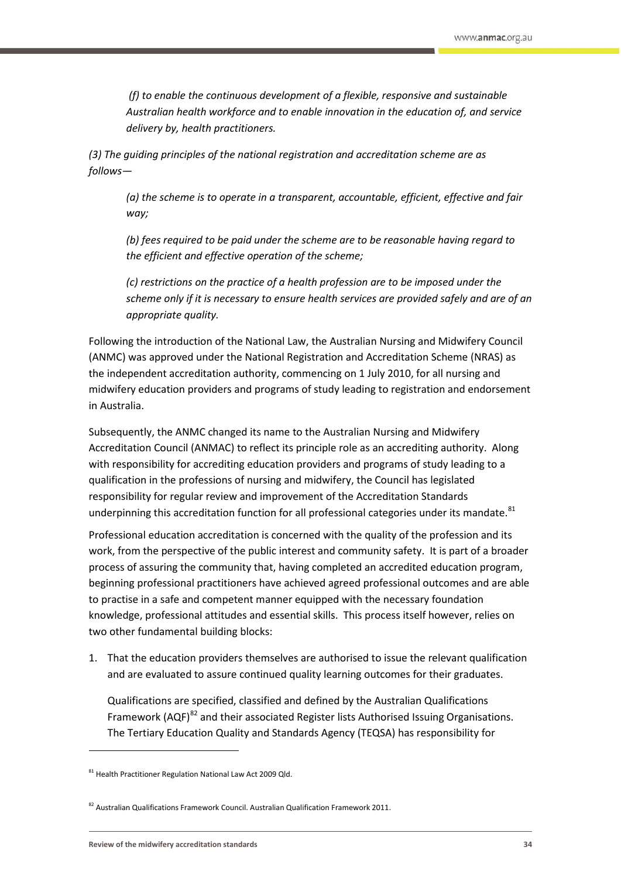*(f) to enable the continuous development of a flexible, responsive and sustainable Australian health workforce and to enable innovation in the education of, and service delivery by, health practitioners.*

*(3) The guiding principles of the national registration and accreditation scheme are as follows—*

*(a) the scheme is to operate in a transparent, accountable, efficient, effective and fair way;*

*(b) fees required to be paid under the scheme are to be reasonable having regard to the efficient and effective operation of the scheme;*

*(c) restrictions on the practice of a health profession are to be imposed under the scheme only if it is necessary to ensure health services are provided safely and are of an appropriate quality.*

Following the introduction of the National Law, the Australian Nursing and Midwifery Council (ANMC) was approved under the National Registration and Accreditation Scheme (NRAS) as the independent accreditation authority, commencing on 1 July 2010, for all nursing and midwifery education providers and programs of study leading to registration and endorsement in Australia.

Subsequently, the ANMC changed its name to the Australian Nursing and Midwifery Accreditation Council (ANMAC) to reflect its principle role as an accrediting authority. Along with responsibility for accrediting education providers and programs of study leading to a qualification in the professions of nursing and midwifery, the Council has legislated responsibility for regular review and improvement of the Accreditation Standards underpinning this accreditation function for all professional categories under its mandate.[81]

Professional education accreditation is concerned with the quality of the profession and its work, from the perspective of the public interest and community safety. It is part of a broader process of assuring the community that, having completed an accredited education program, beginning professional practitioners have achieved agreed professional outcomes and are able to practise in a safe and competent manner equipped with the necessary foundation knowledge, professional attitudes and essential skills. This process itself however, relies on two other fundamental building blocks:

1. That the education providers themselves are authorised to issue the relevant qualification and are evaluated to assure continued quality learning outcomes for their graduates.

   Qualifications are specified, classified and defined by the Australian Qualifications Framework (AQF)[82] and their associated Register lists Authorised Issuing Organisations. The Tertiary Education Quality and Standards Agency (TEQSA) has responsibility for

[81] Health Practitioner Regulation National Law Act 2009 Qld.

[82] Australian Qualifications Framework Council. Australian Qualification Framework 2011.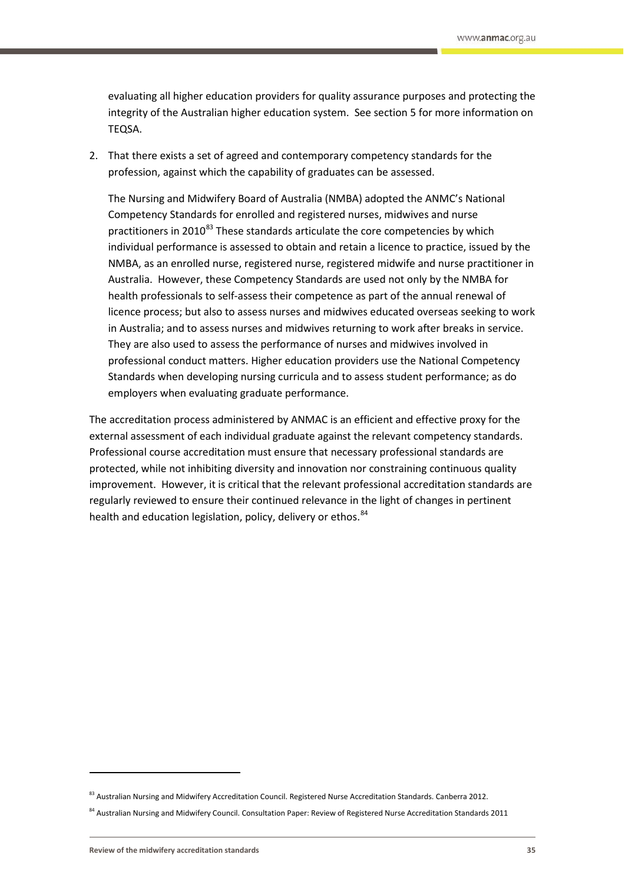evaluating all higher education providers for quality assurance purposes and protecting the integrity of the Australian higher education system. See section 5 for more information on TEQSA.

2. That there exists a set of agreed and contemporary competency standards for the profession, against which the capability of graduates can be assessed.

   The Nursing and Midwifery Board of Australia (NMBA) adopted the ANMC's National Competency Standards for enrolled and registered nurses, midwives and nurse practitioners in 2010[83] These standards articulate the core competencies by which individual performance is assessed to obtain and retain a licence to practice, issued by the NMBA, as an enrolled nurse, registered nurse, registered midwife and nurse practitioner in Australia. However, these Competency Standards are used not only by the NMBA for health professionals to self-assess their competence as part of the annual renewal of licence process; but also to assess nurses and midwives educated overseas seeking to work in Australia; and to assess nurses and midwives returning to work after breaks in service. They are also used to assess the performance of nurses and midwives involved in professional conduct matters. Higher education providers use the National Competency Standards when developing nursing curricula and to assess student performance; as do employers when evaluating graduate performance.

The accreditation process administered by ANMAC is an efficient and effective proxy for the external assessment of each individual graduate against the relevant competency standards. Professional course accreditation must ensure that necessary professional standards are protected, while not inhibiting diversity and innovation nor constraining continuous quality improvement. However, it is critical that the relevant professional accreditation standards are regularly reviewed to ensure their continued relevance in the light of changes in pertinent health and education legislation, policy, delivery or ethos.[84]

---

[83] Australian Nursing and Midwifery Accreditation Council. Registered Nurse Accreditation Standards. Canberra 2012.

[84] Australian Nursing and Midwifery Council. Consultation Paper: Review of Registered Nurse Accreditation Standards 2011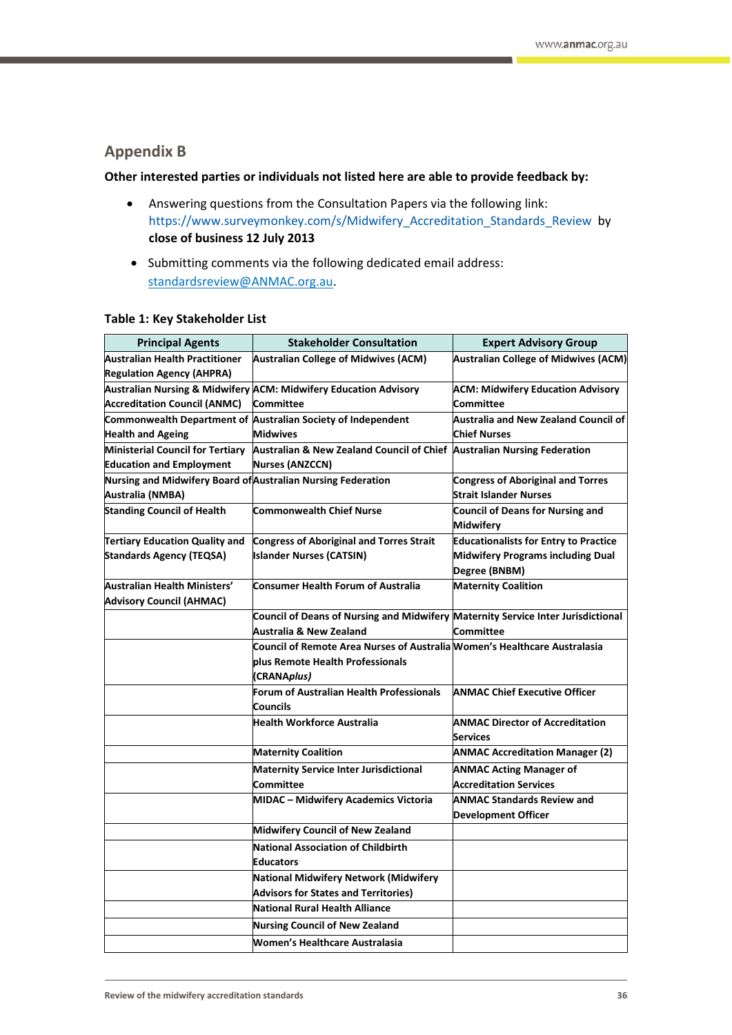## Appendix B

**Other interested parties or individuals not listed here are able to provide feedback by:**

- Answering questions from the Consultation Papers via the following link: https://www.surveymonkey.com/s/Midwifery_Accreditation_Standards_Review by **close of business 12 July 2013**
- Submitting comments via the following dedicated email address: standardsreview@ANMAC.org.au.

**Table 1: Key Stakeholder List**

| Principal Agents | Stakeholder Consultation | Expert Advisory Group |
|---|---|---|
| Australian Health Practitioner Regulation Agency (AHPRA) | Australian College of Midwives (ACM) | Australian College of Midwives (ACM) |
| Australian Nursing & Midwifery Accreditation Council (ANMC) | ACM: Midwifery Education Advisory Committee | ACM: Midwifery Education Advisory Committee |
| Commonwealth Department of Health and Ageing | Australian Society of Independent Midwives | Australia and New Zealand Council of Chief Nurses |
| Ministerial Council for Tertiary Education and Employment | Australian & New Zealand Council of Chief Nurses (ANZCCN) | Australian Nursing Federation |
| Nursing and Midwifery Board of Australia (NMBA) | Australian Nursing Federation | Congress of Aboriginal and Torres Strait Islander Nurses |
| Standing Council of Health | Commonwealth Chief Nurse | Council of Deans for Nursing and Midwifery |
| Tertiary Education Quality and Standards Agency (TEQSA) | Congress of Aboriginal and Torres Strait Islander Nurses (CATSIN) | Educationalists for Entry to Practice Midwifery Programs including Dual Degree (BNBM) |
| Australian Health Ministers' Advisory Council (AHMAC) | Consumer Health Forum of Australia | Maternity Coalition |
| | Council of Deans of Nursing and Midwifery Australia & New Zealand | Maternity Service Inter Jurisdictional Committee |
| | Council of Remote Area Nurses of Australia plus Remote Health Professionals (CRANA*plus*) | Women's Healthcare Australasia |
| | Forum of Australian Health Professionals Councils | ANMAC Chief Executive Officer |
| | Health Workforce Australia | ANMAC Director of Accreditation Services |
| | Maternity Coalition | ANMAC Accreditation Manager (2) |
| | Maternity Service Inter Jurisdictional Committee | ANMAC Acting Manager of Accreditation Services |
| | MIDAC – Midwifery Academics Victoria | ANMAC Standards Review and Development Officer |
| | Midwifery Council of New Zealand | |
| | National Association of Childbirth Educators | |
| | National Midwifery Network (Midwifery Advisors for States and Territories) | |
| | National Rural Health Alliance | |
| | Nursing Council of New Zealand | |
| | Women's Healthcare Australasia | |